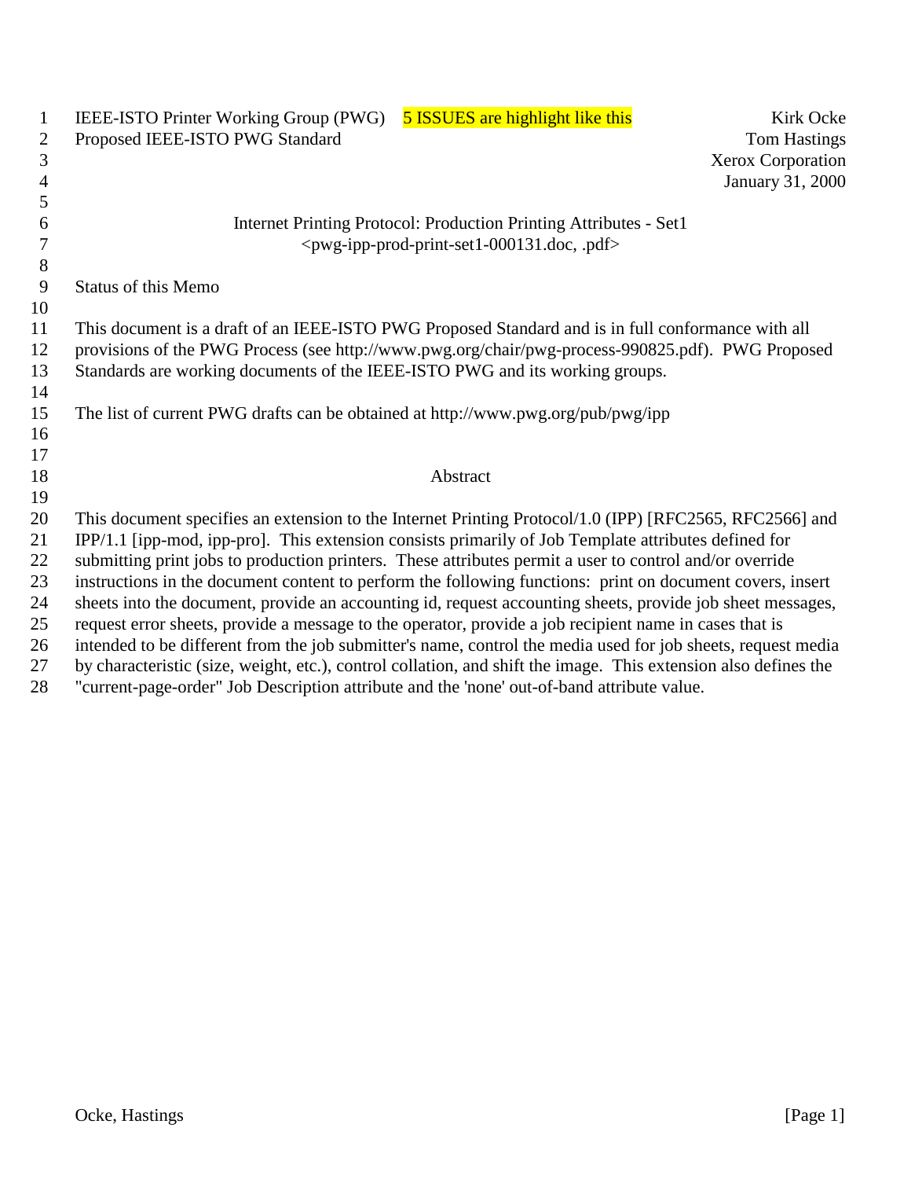IEEE-ISTO Printer Working Group (PWG) 5 ISSUES are highlight like this Kirk Ocke
Proposed IEEE-ISTO PWG Standard Tom Hastings
Xerox Corporation
January 31, 2000

# Internet Printing Protocol: Production Printing Attributes - Set1

<pwg-ipp-prod-print-set1-000131.doc, .pdf>

## Status of this Memo

This document is a draft of an IEEE-ISTO PWG Proposed Standard and is in full conformance with all provisions of the PWG Process (see http://www.pwg.org/chair/pwg-process-990825.pdf). PWG Proposed Standards are working documents of the IEEE-ISTO PWG and its working groups.

The list of current PWG drafts can be obtained at http://www.pwg.org/pub/pwg/ipp

## Abstract

This document specifies an extension to the Internet Printing Protocol/1.0 (IPP) [RFC2565, RFC2566] and IPP/1.1 [ipp-mod, ipp-pro]. This extension consists primarily of Job Template attributes defined for submitting print jobs to production printers. These attributes permit a user to control and/or override instructions in the document content to perform the following functions: print on document covers, insert sheets into the document, provide an accounting id, request accounting sheets, provide job sheet messages, request error sheets, provide a message to the operator, provide a job recipient name in cases that is intended to be different from the job submitter's name, control the media used for job sheets, request media by characteristic (size, weight, etc.), control collation, and shift the image. This extension also defines the "current-page-order" Job Description attribute and the 'none' out-of-band attribute value.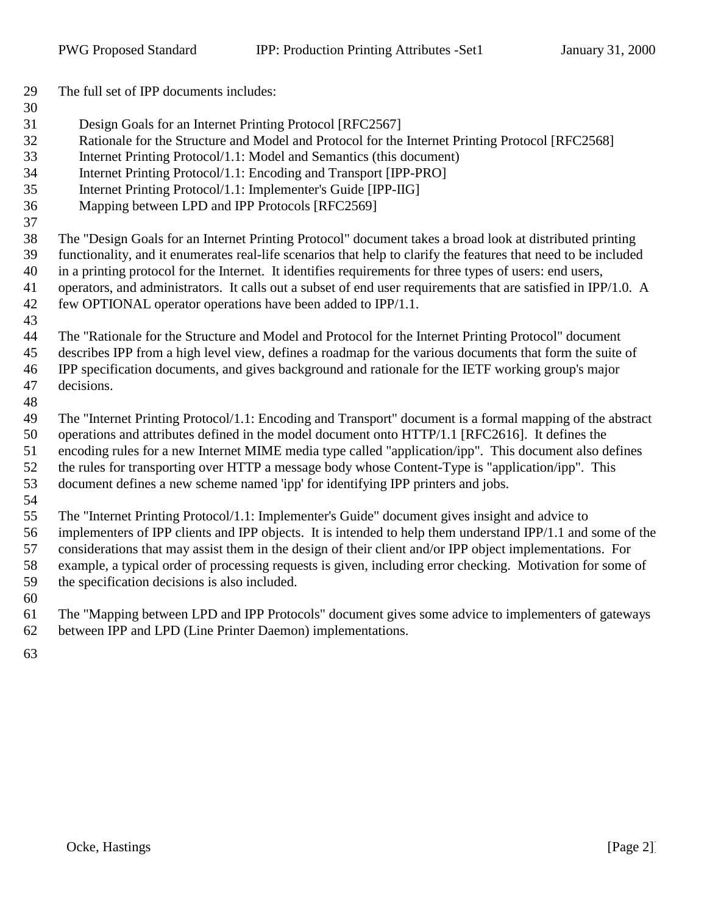The full set of IPP documents includes:

- Design Goals for an Internet Printing Protocol [RFC2567]
- Rationale for the Structure and Model and Protocol for the Internet Printing Protocol [RFC2568]
- Internet Printing Protocol/1.1: Model and Semantics (this document)
- Internet Printing Protocol/1.1: Encoding and Transport [IPP-PRO]
- Internet Printing Protocol/1.1: Implementer's Guide [IPP-IIG]
- Mapping between LPD and IPP Protocols [RFC2569]

The "Design Goals for an Internet Printing Protocol" document takes a broad look at distributed printing functionality, and it enumerates real-life scenarios that help to clarify the features that need to be included in a printing protocol for the Internet. It identifies requirements for three types of users: end users, operators, and administrators. It calls out a subset of end user requirements that are satisfied in IPP/1.0. A few OPTIONAL operator operations have been added to IPP/1.1.

The "Rationale for the Structure and Model and Protocol for the Internet Printing Protocol" document describes IPP from a high level view, defines a roadmap for the various documents that form the suite of IPP specification documents, and gives background and rationale for the IETF working group's major decisions.

The "Internet Printing Protocol/1.1: Encoding and Transport" document is a formal mapping of the abstract operations and attributes defined in the model document onto HTTP/1.1 [RFC2616]. It defines the encoding rules for a new Internet MIME media type called "application/ipp". This document also defines the rules for transporting over HTTP a message body whose Content-Type is "application/ipp". This document defines a new scheme named 'ipp' for identifying IPP printers and jobs.

The "Internet Printing Protocol/1.1: Implementer's Guide" document gives insight and advice to implementers of IPP clients and IPP objects. It is intended to help them understand IPP/1.1 and some of the considerations that may assist them in the design of their client and/or IPP object implementations. For example, a typical order of processing requests is given, including error checking. Motivation for some of the specification decisions is also included.

The "Mapping between LPD and IPP Protocols" document gives some advice to implementers of gateways between IPP and LPD (Line Printer Daemon) implementations.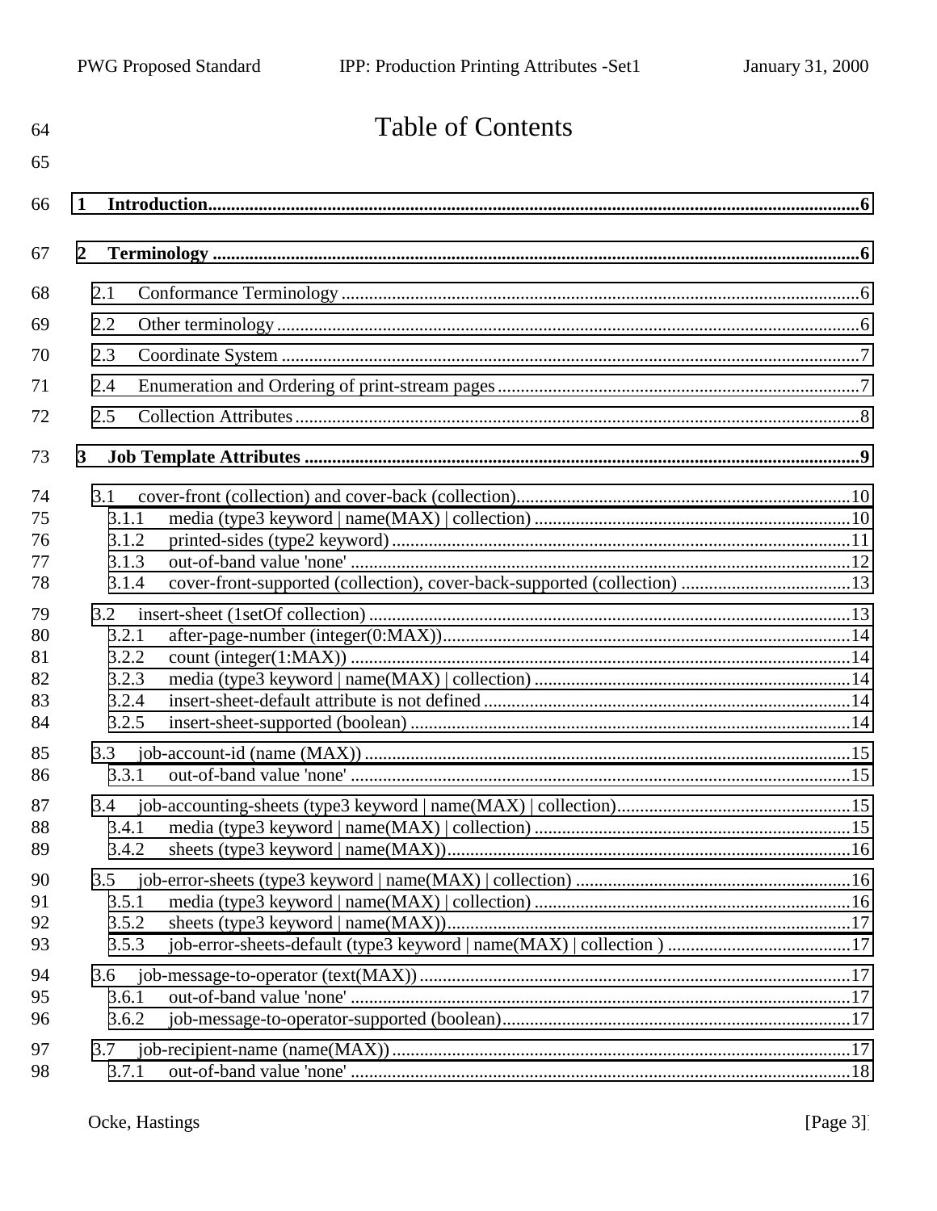# Table of Contents

1 Introduction......6

2 Terminology......6

- 2.1 Conformance Terminology......6
- 2.2 Other terminology......6
- 2.3 Coordinate System......7
- 2.4 Enumeration and Ordering of print-stream pages......7
- 2.5 Collection Attributes......8

3 Job Template Attributes......9

- 3.1 cover-front (collection) and cover-back (collection)......10
  - 3.1.1 media (type3 keyword | name(MAX) | collection)......10
  - 3.1.2 printed-sides (type2 keyword)......11
  - 3.1.3 out-of-band value 'none'......12
  - 3.1.4 cover-front-supported (collection), cover-back-supported (collection)......13
- 3.2 insert-sheet (1setOf collection)......13
  - 3.2.1 after-page-number (integer(0:MAX))......14
  - 3.2.2 count (integer(1:MAX))......14
  - 3.2.3 media (type3 keyword | name(MAX) | collection)......14
  - 3.2.4 insert-sheet-default attribute is not defined......14
  - 3.2.5 insert-sheet-supported (boolean)......14
- 3.3 job-account-id (name (MAX))......15
  - 3.3.1 out-of-band value 'none'......15
- 3.4 job-accounting-sheets (type3 keyword | name(MAX) | collection)......15
  - 3.4.1 media (type3 keyword | name(MAX) | collection)......15
  - 3.4.2 sheets (type3 keyword | name(MAX))......16
- 3.5 job-error-sheets (type3 keyword | name(MAX) | collection)......16
  - 3.5.1 media (type3 keyword | name(MAX) | collection)......16
  - 3.5.2 sheets (type3 keyword | name(MAX))......17
  - 3.5.3 job-error-sheets-default (type3 keyword | name(MAX) | collection )......17
- 3.6 job-message-to-operator (text(MAX))......17
  - 3.6.1 out-of-band value 'none'......17
  - 3.6.2 job-message-to-operator-supported (boolean)......17
- 3.7 job-recipient-name (name(MAX))......17
  - 3.7.1 out-of-band value 'none'......18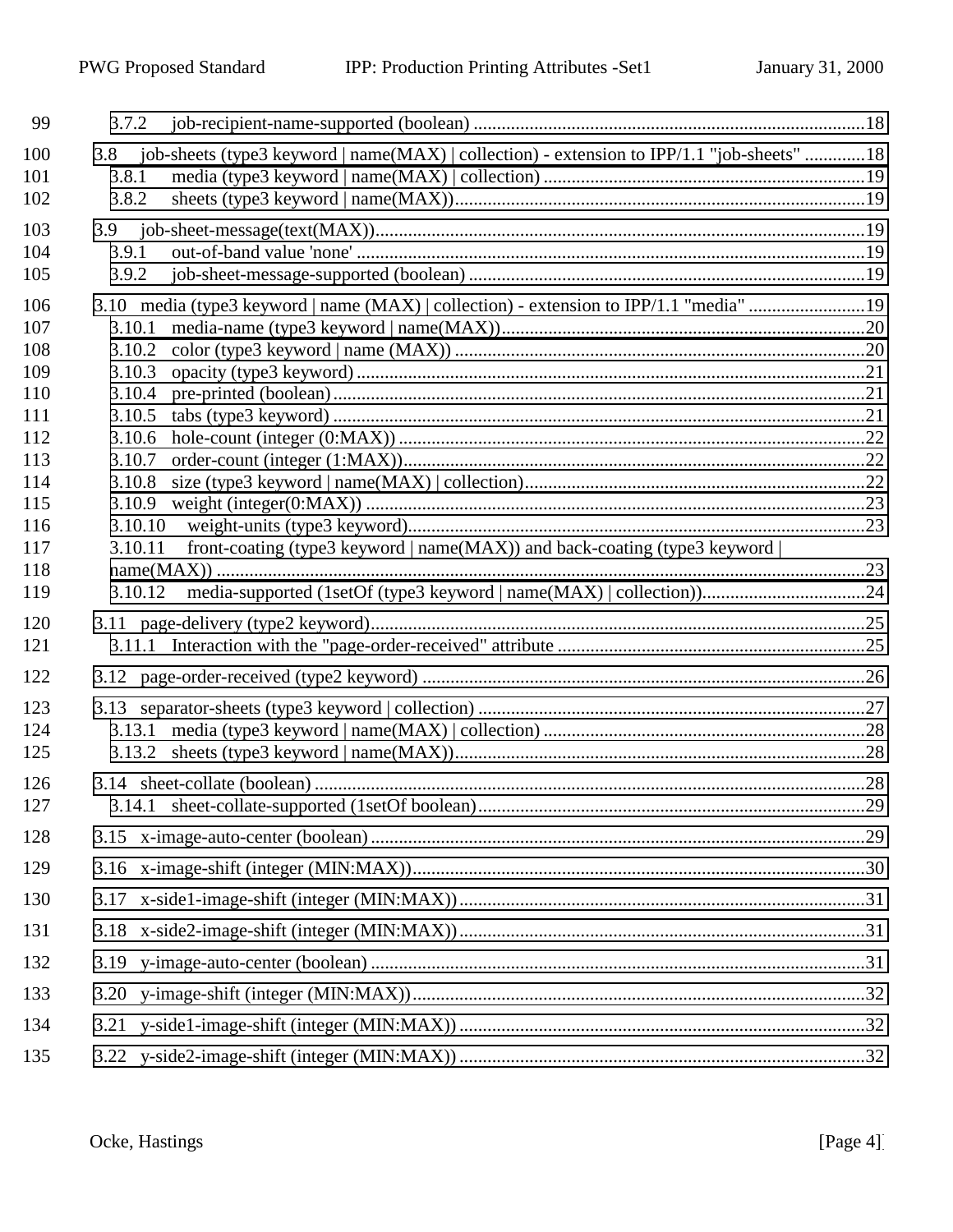3.7.2 job-recipient-name-supported (boolean) ....................................................................................18

3.8 job-sheets (type3 keyword | name(MAX) | collection) - extension to IPP/1.1 "job-sheets" .............18
3.8.1 media (type3 keyword | name(MAX) | collection) .....................................................................19
3.8.2 sheets (type3 keyword | name(MAX)).........................................................................................19

3.9 job-sheet-message(text(MAX))..........................................................................................................19
3.9.1 out-of-band value 'none' ..............................................................................................................19
3.9.2 job-sheet-message-supported (boolean) ......................................................................................19

3.10 media (type3 keyword | name (MAX) | collection) - extension to IPP/1.1 "media" .........................19
3.10.1 media-name (type3 keyword | name(MAX))..............................................................................20
3.10.2 color (type3 keyword | name (MAX)) ........................................................................................20
3.10.3 opacity (type3 keyword)..............................................................................................................21
3.10.4 pre-printed (boolean)...................................................................................................................21
3.10.5 tabs (type3 keyword) ...................................................................................................................21
3.10.6 hole-count (integer (0:MAX)) .....................................................................................................22
3.10.7 order-count (integer (1:MAX))....................................................................................................22
3.10.8 size (type3 keyword | name(MAX) | collection)..........................................................................22
3.10.9 weight (integer(0:MAX)) ............................................................................................................23
3.10.10 weight-units (type3 keyword)...................................................................................................23
3.10.11 front-coating (type3 keyword | name(MAX)) and back-coating (type3 keyword | name(MAX)) ...........................................................................................................................23
3.10.12 media-supported (1setOf (type3 keyword | name(MAX) | collection))...................................24

3.11 page-delivery (type2 keyword)...........................................................................................................25
3.11.1 Interaction with the "page-order-received" attribute ..................................................................25

3.12 page-order-received (type2 keyword) ................................................................................................26

3.13 separator-sheets (type3 keyword | collection) ....................................................................................27
3.13.1 media (type3 keyword | name(MAX) | collection) .....................................................................28
3.13.2 sheets (type3 keyword | name(MAX))........................................................................................28

3.14 sheet-collate (boolean) .......................................................................................................................28
3.14.1 sheet-collate-supported (1setOf boolean)....................................................................................29

3.15 x-image-auto-center (boolean)...........................................................................................................29

3.16 x-image-shift (integer (MIN:MAX))..................................................................................................30

3.17 x-side1-image-shift (integer (MIN:MAX))........................................................................................31

3.18 x-side2-image-shift (integer (MIN:MAX))........................................................................................31

3.19 y-image-auto-center (boolean) ...........................................................................................................31

3.20 y-image-shift (integer (MIN:MAX))..................................................................................................32

3.21 y-side1-image-shift (integer (MIN:MAX)) ........................................................................................32

3.22 y-side2-image-shift (integer (MIN:MAX)) ........................................................................................32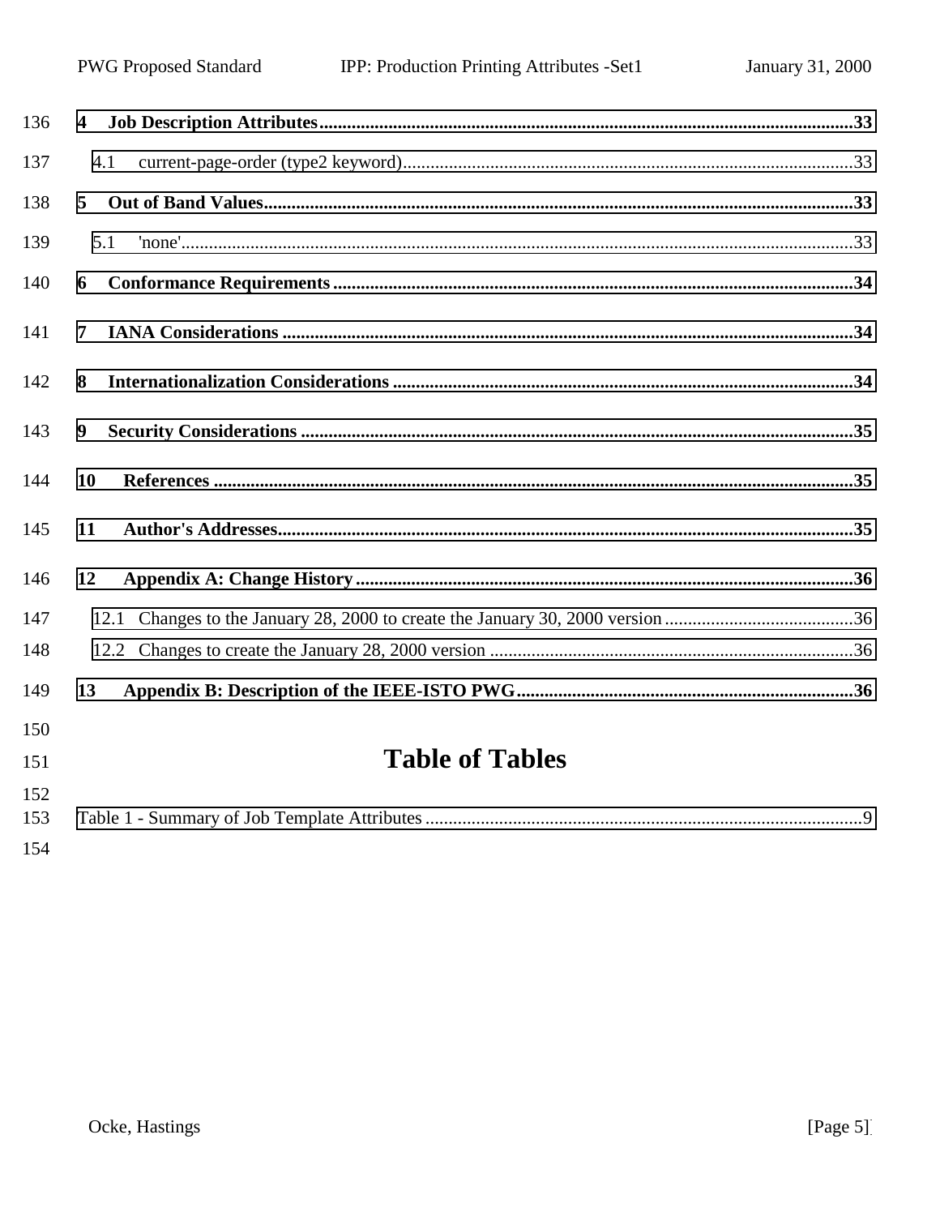**4 Job Description Attributes....................................................................................................................33**

4.1 current-page-order (type2 keyword)..................................................................................................33

**5 Out of Band Values.................................................................................................................................33**

5.1 'none'.................................................................................................................................................33

**6 Conformance Requirements .................................................................................................................34**

**7 IANA Considerations ............................................................................................................................34**

**8 Internationalization Considerations .....................................................................................................34**

**9 Security Considerations ........................................................................................................................35**

**10 References ...........................................................................................................................................35**

**11 Author's Addresses.............................................................................................................................35**

**12 Appendix A: Change History............................................................................................................36**

12.1 Changes to the January 28, 2000 to create the January 30, 2000 version .........................................36

12.2 Changes to create the January 28, 2000 version ...............................................................................36

**13 Appendix B: Description of the IEEE-ISTO PWG..........................................................................36**

# Table of Tables

Table 1 - Summary of Job Template Attributes ...............................................................................................9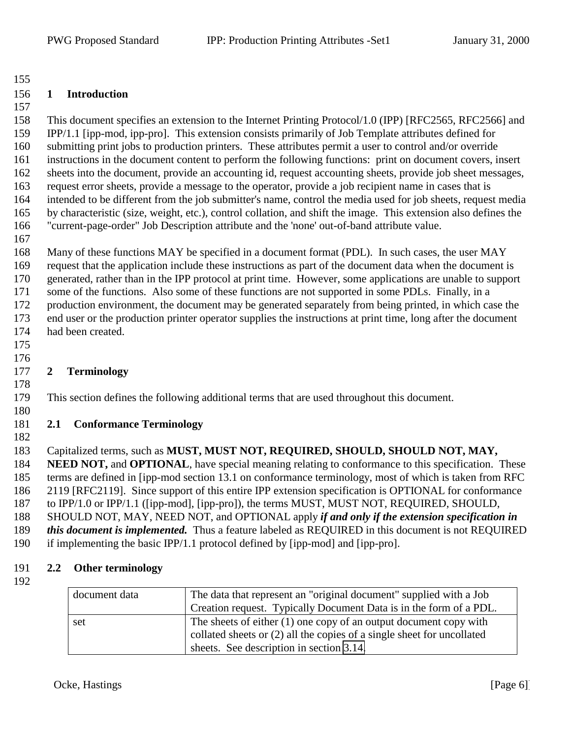# 1 Introduction

This document specifies an extension to the Internet Printing Protocol/1.0 (IPP) [RFC2565, RFC2566] and IPP/1.1 [ipp-mod, ipp-pro]. This extension consists primarily of Job Template attributes defined for submitting print jobs to production printers. These attributes permit a user to control and/or override instructions in the document content to perform the following functions: print on document covers, insert sheets into the document, provide an accounting id, request accounting sheets, provide job sheet messages, request error sheets, provide a message to the operator, provide a job recipient name in cases that is intended to be different from the job submitter's name, control the media used for job sheets, request media by characteristic (size, weight, etc.), control collation, and shift the image. This extension also defines the "current-page-order" Job Description attribute and the 'none' out-of-band attribute value.

Many of these functions MAY be specified in a document format (PDL). In such cases, the user MAY request that the application include these instructions as part of the document data when the document is generated, rather than in the IPP protocol at print time. However, some applications are unable to support some of the functions. Also some of these functions are not supported in some PDLs. Finally, in a production environment, the document may be generated separately from being printed, in which case the end user or the production printer operator supplies the instructions at print time, long after the document had been created.

# 2 Terminology

This section defines the following additional terms that are used throughout this document.

## 2.1 Conformance Terminology

Capitalized terms, such as **MUST, MUST NOT, REQUIRED, SHOULD, SHOULD NOT, MAY, NEED NOT,** and **OPTIONAL**, have special meaning relating to conformance to this specification. These terms are defined in [ipp-mod section 13.1 on conformance terminology, most of which is taken from RFC 2119 [RFC2119]. Since support of this entire IPP extension specification is OPTIONAL for conformance to IPP/1.0 or IPP/1.1 ([ipp-mod], [ipp-pro]), the terms MUST, MUST NOT, REQUIRED, SHOULD, SHOULD NOT, MAY, NEED NOT, and OPTIONAL apply ***if and only if the extension specification in this document is implemented.*** Thus a feature labeled as REQUIRED in this document is not REQUIRED if implementing the basic IPP/1.1 protocol defined by [ipp-mod] and [ipp-pro].

## 2.2 Other terminology

| | |
|---|---|
| document data | The data that represent an "original document" supplied with a Job Creation request. Typically Document Data is in the form of a PDL. |
| set | The sheets of either (1) one copy of an output document copy with collated sheets or (2) all the copies of a single sheet for uncollated sheets. See description in section 3.14. |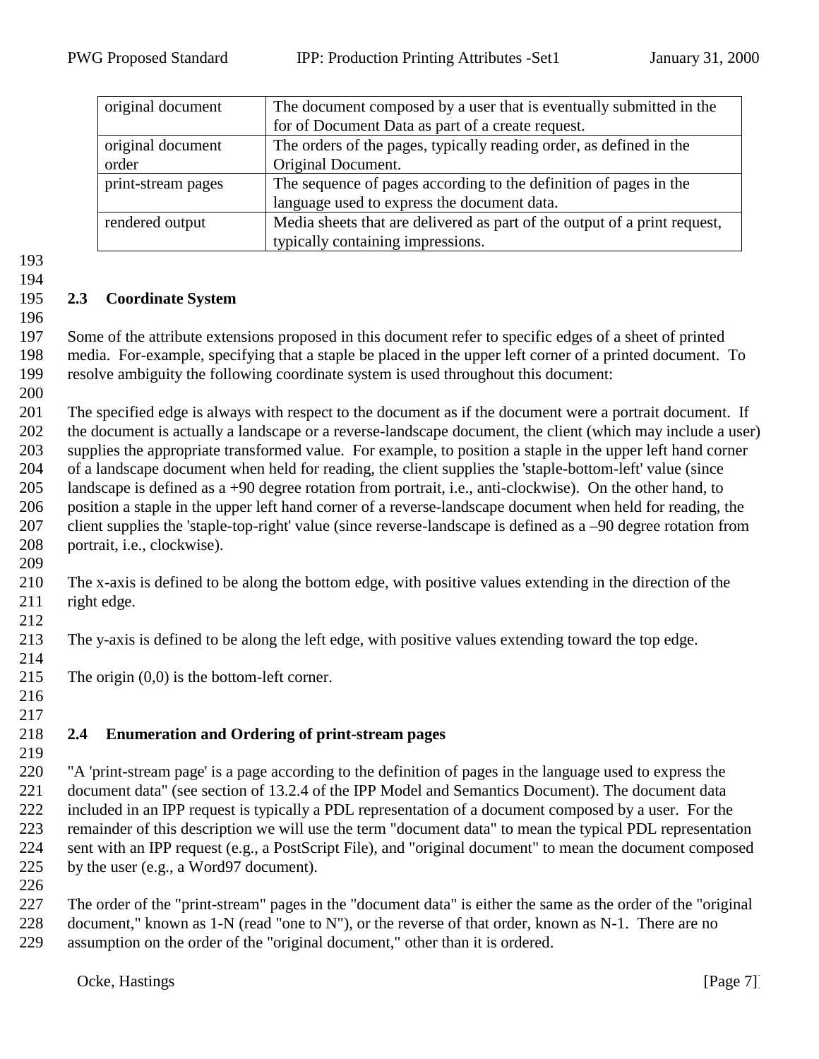| original document | The document composed by a user that is eventually submitted in the for of Document Data as part of a create request. |
|---|---|
| original document order | The orders of the pages, typically reading order, as defined in the Original Document. |
| print-stream pages | The sequence of pages according to the definition of pages in the language used to express the document data. |
| rendered output | Media sheets that are delivered as part of the output of a print request, typically containing impressions. |

## 2.3 Coordinate System

Some of the attribute extensions proposed in this document refer to specific edges of a sheet of printed media. For-example, specifying that a staple be placed in the upper left corner of a printed document. To resolve ambiguity the following coordinate system is used throughout this document:

The specified edge is always with respect to the document as if the document were a portrait document. If the document is actually a landscape or a reverse-landscape document, the client (which may include a user) supplies the appropriate transformed value. For example, to position a staple in the upper left hand corner of a landscape document when held for reading, the client supplies the 'staple-bottom-left' value (since landscape is defined as a +90 degree rotation from portrait, i.e., anti-clockwise). On the other hand, to position a staple in the upper left hand corner of a reverse-landscape document when held for reading, the client supplies the 'staple-top-right' value (since reverse-landscape is defined as a –90 degree rotation from portrait, i.e., clockwise).

The x-axis is defined to be along the bottom edge, with positive values extending in the direction of the right edge.

The y-axis is defined to be along the left edge, with positive values extending toward the top edge.

The origin (0,0) is the bottom-left corner.

## 2.4 Enumeration and Ordering of print-stream pages

"A 'print-stream page' is a page according to the definition of pages in the language used to express the document data" (see section of 13.2.4 of the IPP Model and Semantics Document). The document data included in an IPP request is typically a PDL representation of a document composed by a user. For the remainder of this description we will use the term "document data" to mean the typical PDL representation sent with an IPP request (e.g., a PostScript File), and "original document" to mean the document composed by the user (e.g., a Word97 document).

The order of the "print-stream" pages in the "document data" is either the same as the order of the "original document," known as 1-N (read "one to N"), or the reverse of that order, known as N-1. There are no assumption on the order of the "original document," other than it is ordered.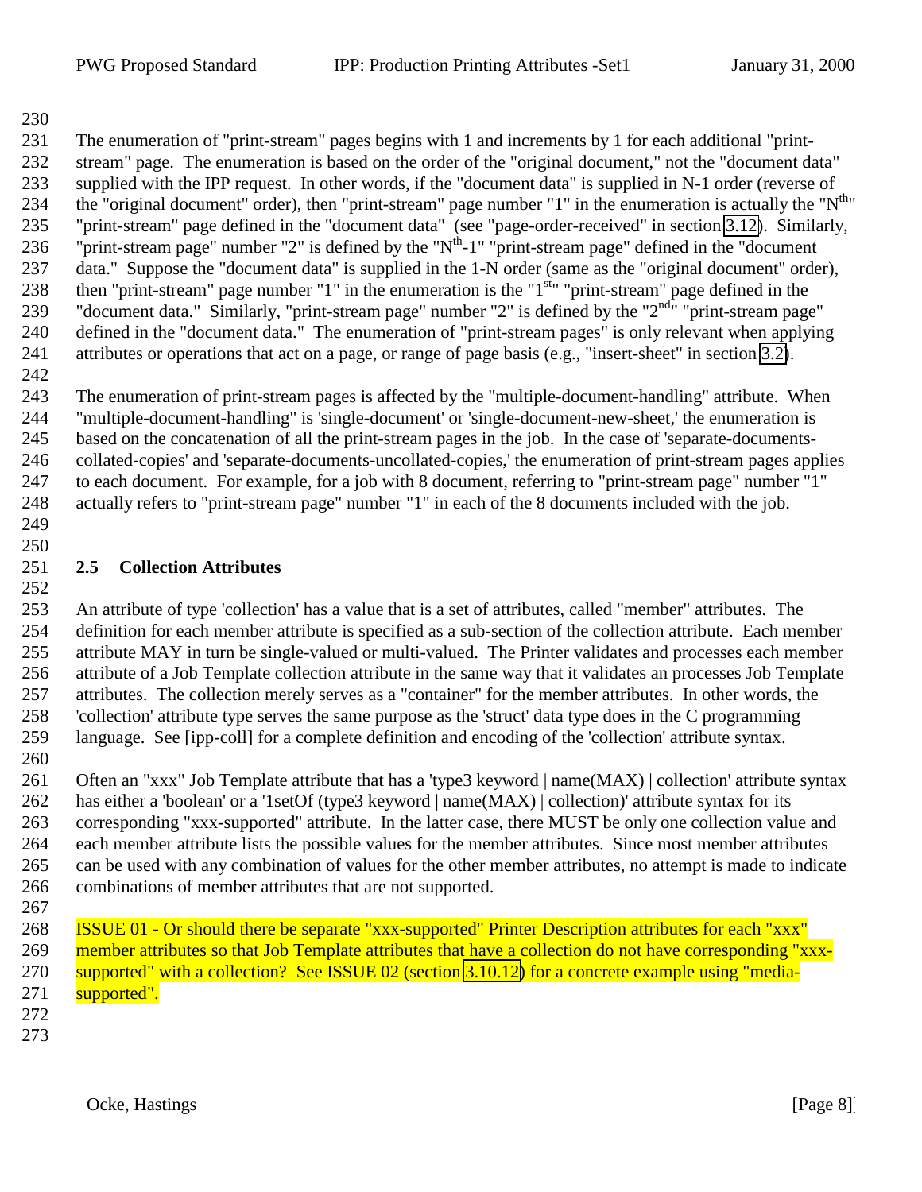The enumeration of "print-stream" pages begins with 1 and increments by 1 for each additional "print-stream" page. The enumeration is based on the order of the "original document," not the "document data" supplied with the IPP request. In other words, if the "document data" is supplied in N-1 order (reverse of the "original document" order), then "print-stream" page number "1" in the enumeration is actually the "$N^{th}$" "print-stream" page defined in the "document data" (see "page-order-received" in section 3.12). Similarly, "print-stream page" number "2" is defined by the "$N^{th}$-1" "print-stream page" defined in the "document data." Suppose the "document data" is supplied in the 1-N order (same as the "original document" order), then "print-stream" page number "1" in the enumeration is the "$1^{st}$" "print-stream" page defined in the "document data." Similarly, "print-stream page" number "2" is defined by the "$2^{nd}$" "print-stream page" defined in the "document data." The enumeration of "print-stream pages" is only relevant when applying attributes or operations that act on a page, or range of page basis (e.g., "insert-sheet" in section 3.2).

The enumeration of print-stream pages is affected by the "multiple-document-handling" attribute. When "multiple-document-handling" is 'single-document' or 'single-document-new-sheet,' the enumeration is based on the concatenation of all the print-stream pages in the job. In the case of 'separate-documents-collated-copies' and 'separate-documents-uncollated-copies,' the enumeration of print-stream pages applies to each document. For example, for a job with 8 document, referring to "print-stream page" number "1" actually refers to "print-stream page" number "1" in each of the 8 documents included with the job.

## 2.5 Collection Attributes

An attribute of type 'collection' has a value that is a set of attributes, called "member" attributes. The definition for each member attribute is specified as a sub-section of the collection attribute. Each member attribute MAY in turn be single-valued or multi-valued. The Printer validates and processes each member attribute of a Job Template collection attribute in the same way that it validates an processes Job Template attributes. The collection merely serves as a "container" for the member attributes. In other words, the 'collection' attribute type serves the same purpose as the 'struct' data type does in the C programming language. See [ipp-coll] for a complete definition and encoding of the 'collection' attribute syntax.

Often an "xxx" Job Template attribute that has a 'type3 keyword | name(MAX) | collection' attribute syntax has either a 'boolean' or a '1setOf (type3 keyword | name(MAX) | collection)' attribute syntax for its corresponding "xxx-supported" attribute. In the latter case, there MUST be only one collection value and each member attribute lists the possible values for the member attributes. Since most member attributes can be used with any combination of values for the other member attributes, no attempt is made to indicate combinations of member attributes that are not supported.

ISSUE 01 - Or should there be separate "xxx-supported" Printer Description attributes for each "xxx" member attributes so that Job Template attributes that have a collection do not have corresponding "xxx-supported" with a collection? See ISSUE 02 (section 3.10.12) for a concrete example using "media-supported".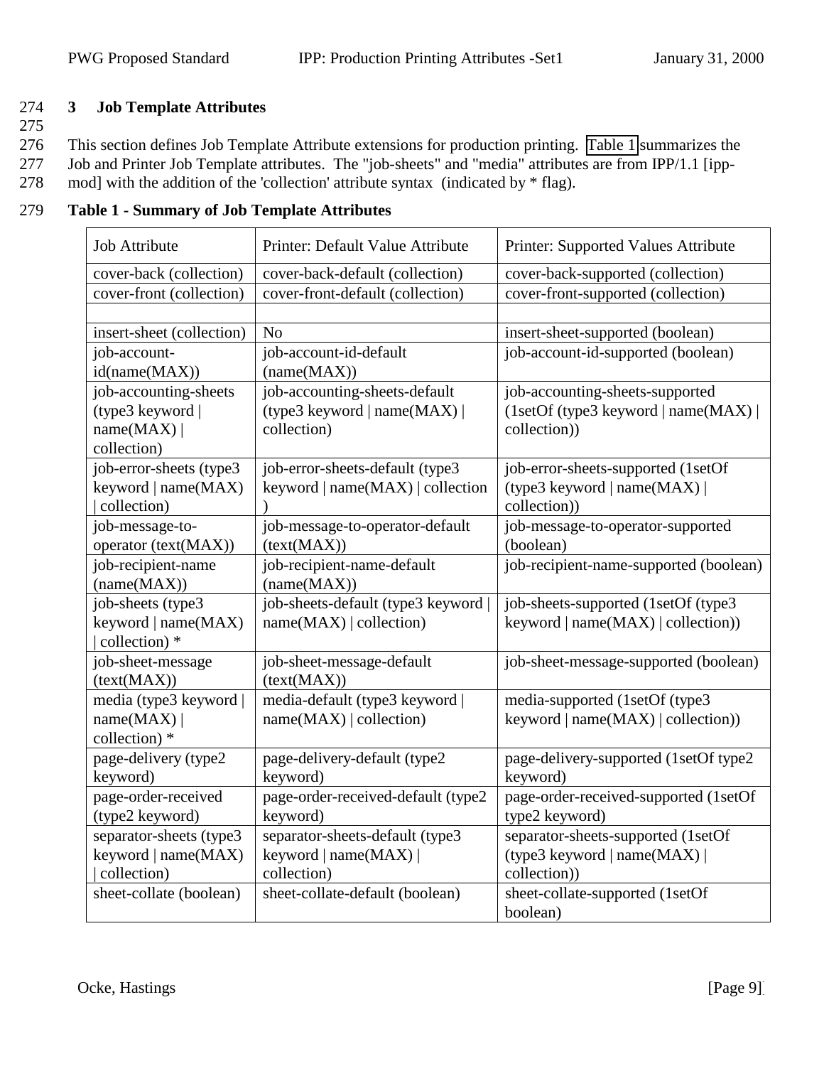# 3 Job Template Attributes

This section defines Job Template Attribute extensions for production printing. Table 1 summarizes the Job and Printer Job Template attributes. The "job-sheets" and "media" attributes are from IPP/1.1 [ipp-mod] with the addition of the 'collection' attribute syntax (indicated by * flag).

**Table 1 - Summary of Job Template Attributes**

| Job Attribute | Printer: Default Value Attribute | Printer: Supported Values Attribute |
|---|---|---|
| cover-back (collection) | cover-back-default (collection) | cover-back-supported (collection) |
| cover-front (collection) | cover-front-default (collection) | cover-front-supported (collection) |
| | | |
| insert-sheet (collection) | No | insert-sheet-supported (boolean) |
| job-account-id(name(MAX)) | job-account-id-default (name(MAX)) | job-account-id-supported (boolean) |
| job-accounting-sheets (type3 keyword \| name(MAX) \| collection) | job-accounting-sheets-default (type3 keyword \| name(MAX) \| collection) | job-accounting-sheets-supported (1setOf (type3 keyword \| name(MAX) \| collection)) |
| job-error-sheets (type3 keyword \| name(MAX) \| collection) | job-error-sheets-default (type3 keyword \| name(MAX) \| collection ) | job-error-sheets-supported (1setOf (type3 keyword \| name(MAX) \| collection)) |
| job-message-to-operator (text(MAX)) | job-message-to-operator-default (text(MAX)) | job-message-to-operator-supported (boolean) |
| job-recipient-name (name(MAX)) | job-recipient-name-default (name(MAX)) | job-recipient-name-supported (boolean) |
| job-sheets (type3 keyword \| name(MAX) \| collection) * | job-sheets-default (type3 keyword \| name(MAX) \| collection) | job-sheets-supported (1setOf (type3 keyword \| name(MAX) \| collection)) |
| job-sheet-message (text(MAX)) | job-sheet-message-default (text(MAX)) | job-sheet-message-supported (boolean) |
| media (type3 keyword \| name(MAX) \| collection) * | media-default (type3 keyword \| name(MAX) \| collection) | media-supported (1setOf (type3 keyword \| name(MAX) \| collection)) |
| page-delivery (type2 keyword) | page-delivery-default (type2 keyword) | page-delivery-supported (1setOf type2 keyword) |
| page-order-received (type2 keyword) | page-order-received-default (type2 keyword) | page-order-received-supported (1setOf type2 keyword) |
| separator-sheets (type3 keyword \| name(MAX) \| collection) | separator-sheets-default (type3 keyword \| name(MAX) \| collection) | separator-sheets-supported (1setOf (type3 keyword \| name(MAX) \| collection)) |
| sheet-collate (boolean) | sheet-collate-default (boolean) | sheet-collate-supported (1setOf boolean) |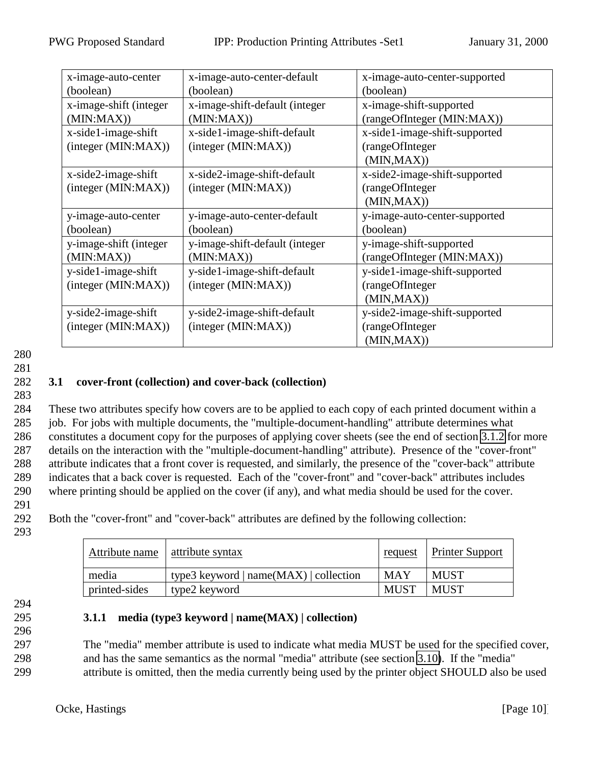| x-image-auto-center (boolean) | x-image-auto-center-default (boolean) | x-image-auto-center-supported (boolean) |
|---|---|---|
| x-image-shift (integer (MIN:MAX)) | x-image-shift-default (integer (MIN:MAX)) | x-image-shift-supported (rangeOfInteger (MIN:MAX)) |
| x-side1-image-shift (integer (MIN:MAX)) | x-side1-image-shift-default (integer (MIN:MAX)) | x-side1-image-shift-supported (rangeOfInteger (MIN,MAX)) |
| x-side2-image-shift (integer (MIN:MAX)) | x-side2-image-shift-default (integer (MIN:MAX)) | x-side2-image-shift-supported (rangeOfInteger (MIN,MAX)) |
| y-image-auto-center (boolean) | y-image-auto-center-default (boolean) | y-image-auto-center-supported (boolean) |
| y-image-shift (integer (MIN:MAX)) | y-image-shift-default (integer (MIN:MAX)) | y-image-shift-supported (rangeOfInteger (MIN:MAX)) |
| y-side1-image-shift (integer (MIN:MAX)) | y-side1-image-shift-default (integer (MIN:MAX)) | y-side1-image-shift-supported (rangeOfInteger (MIN,MAX)) |
| y-side2-image-shift (integer (MIN:MAX)) | y-side2-image-shift-default (integer (MIN:MAX)) | y-side2-image-shift-supported (rangeOfInteger (MIN,MAX)) |

## 3.1 cover-front (collection) and cover-back (collection)

These two attributes specify how covers are to be applied to each copy of each printed document within a job. For jobs with multiple documents, the "multiple-document-handling" attribute determines what constitutes a document copy for the purposes of applying cover sheets (see the end of section 3.1.2 for more details on the interaction with the "multiple-document-handling" attribute). Presence of the "cover-front" attribute indicates that a front cover is requested, and similarly, the presence of the "cover-back" attribute indicates that a back cover is requested. Each of the "cover-front" and "cover-back" attributes includes where printing should be applied on the cover (if any), and what media should be used for the cover.

Both the "cover-front" and "cover-back" attributes are defined by the following collection:

| Attribute name | attribute syntax | request | Printer Support |
|---|---|---|---|
| media | type3 keyword \| name(MAX) \| collection | MAY | MUST |
| printed-sides | type2 keyword | MUST | MUST |

### 3.1.1 media (type3 keyword | name(MAX) | collection)

The "media" member attribute is used to indicate what media MUST be used for the specified cover, and has the same semantics as the normal "media" attribute (see section 3.10). If the "media" attribute is omitted, then the media currently being used by the printer object SHOULD also be used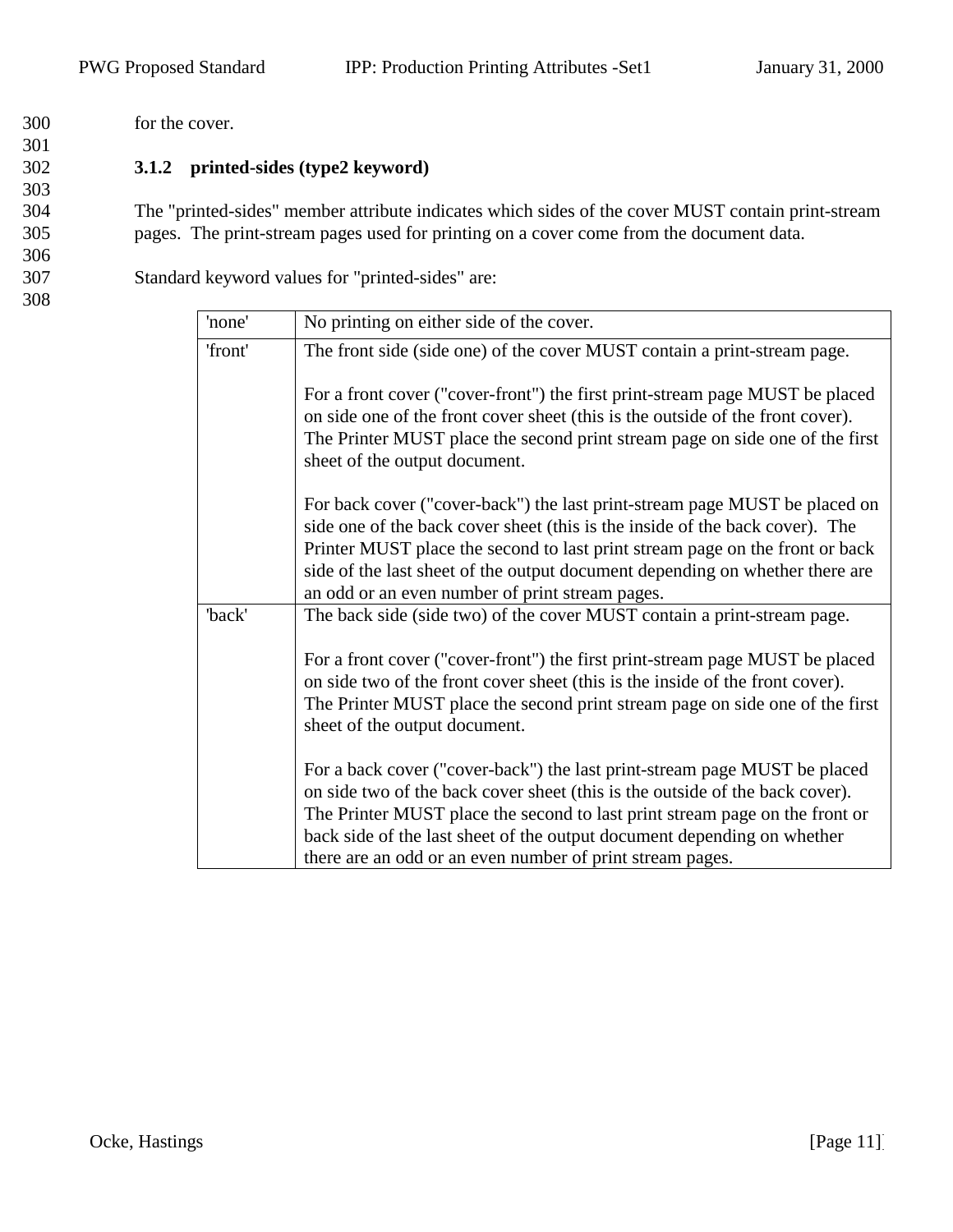for the cover.

### 3.1.2 printed-sides (type2 keyword)

The "printed-sides" member attribute indicates which sides of the cover MUST contain print-stream pages. The print-stream pages used for printing on a cover come from the document data.

Standard keyword values for "printed-sides" are:

| | |
|---|---|
| 'none' | No printing on either side of the cover. |
| 'front' | The front side (side one) of the cover MUST contain a print-stream page.<br><br>For a front cover ("cover-front") the first print-stream page MUST be placed on side one of the front cover sheet (this is the outside of the front cover). The Printer MUST place the second print stream page on side one of the first sheet of the output document.<br><br>For back cover ("cover-back") the last print-stream page MUST be placed on side one of the back cover sheet (this is the inside of the back cover). The Printer MUST place the second to last print stream page on the front or back side of the last sheet of the output document depending on whether there are an odd or an even number of print stream pages. |
| 'back' | The back side (side two) of the cover MUST contain a print-stream page.<br><br>For a front cover ("cover-front") the first print-stream page MUST be placed on side two of the front cover sheet (this is the inside of the front cover). The Printer MUST place the second print stream page on side one of the first sheet of the output document.<br><br>For a back cover ("cover-back") the last print-stream page MUST be placed on side two of the back cover sheet (this is the outside of the back cover). The Printer MUST place the second to last print stream page on the front or back side of the last sheet of the output document depending on whether there are an odd or an even number of print stream pages. |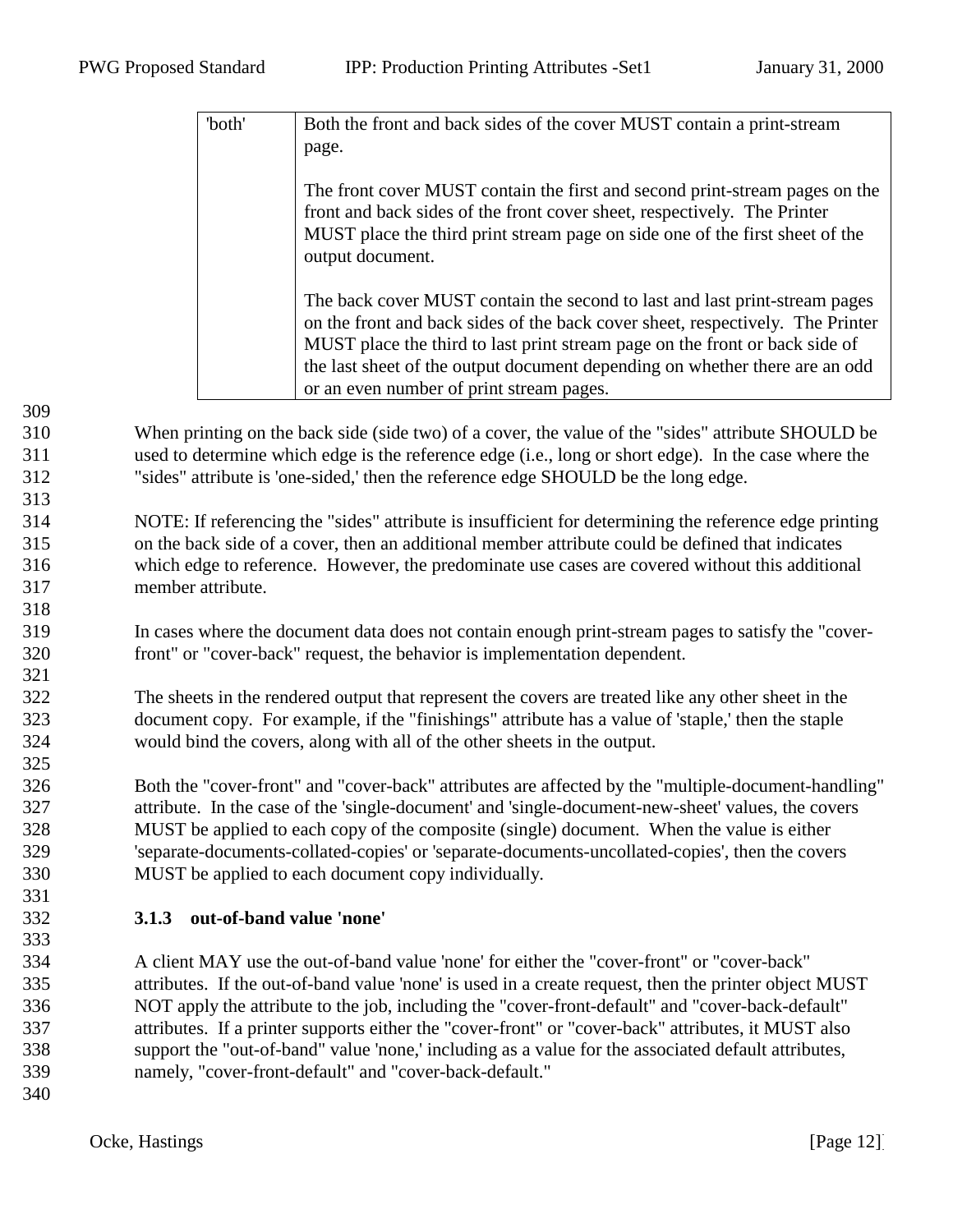| 'both' | Both the front and back sides of the cover MUST contain a print-stream page.<br><br>The front cover MUST contain the first and second print-stream pages on the front and back sides of the front cover sheet, respectively. The Printer MUST place the third print stream page on side one of the first sheet of the output document.<br><br>The back cover MUST contain the second to last and last print-stream pages on the front and back sides of the back cover sheet, respectively. The Printer MUST place the third to last print stream page on the front or back side of the last sheet of the output document depending on whether there are an odd or an even number of print stream pages. |
|---|---|

When printing on the back side (side two) of a cover, the value of the "sides" attribute SHOULD be used to determine which edge is the reference edge (i.e., long or short edge). In the case where the "sides" attribute is 'one-sided,' then the reference edge SHOULD be the long edge.

NOTE: If referencing the "sides" attribute is insufficient for determining the reference edge printing on the back side of a cover, then an additional member attribute could be defined that indicates which edge to reference. However, the predominate use cases are covered without this additional member attribute.

In cases where the document data does not contain enough print-stream pages to satisfy the "cover-front" or "cover-back" request, the behavior is implementation dependent.

The sheets in the rendered output that represent the covers are treated like any other sheet in the document copy. For example, if the "finishings" attribute has a value of 'staple,' then the staple would bind the covers, along with all of the other sheets in the output.

Both the "cover-front" and "cover-back" attributes are affected by the "multiple-document-handling" attribute. In the case of the 'single-document' and 'single-document-new-sheet' values, the covers MUST be applied to each copy of the composite (single) document. When the value is either 'separate-documents-collated-copies' or 'separate-documents-uncollated-copies', then the covers MUST be applied to each document copy individually.

### 3.1.3 out-of-band value 'none'

A client MAY use the out-of-band value 'none' for either the "cover-front" or "cover-back" attributes. If the out-of-band value 'none' is used in a create request, then the printer object MUST NOT apply the attribute to the job, including the "cover-front-default" and "cover-back-default" attributes. If a printer supports either the "cover-front" or "cover-back" attributes, it MUST also support the "out-of-band" value 'none,' including as a value for the associated default attributes, namely, "cover-front-default" and "cover-back-default."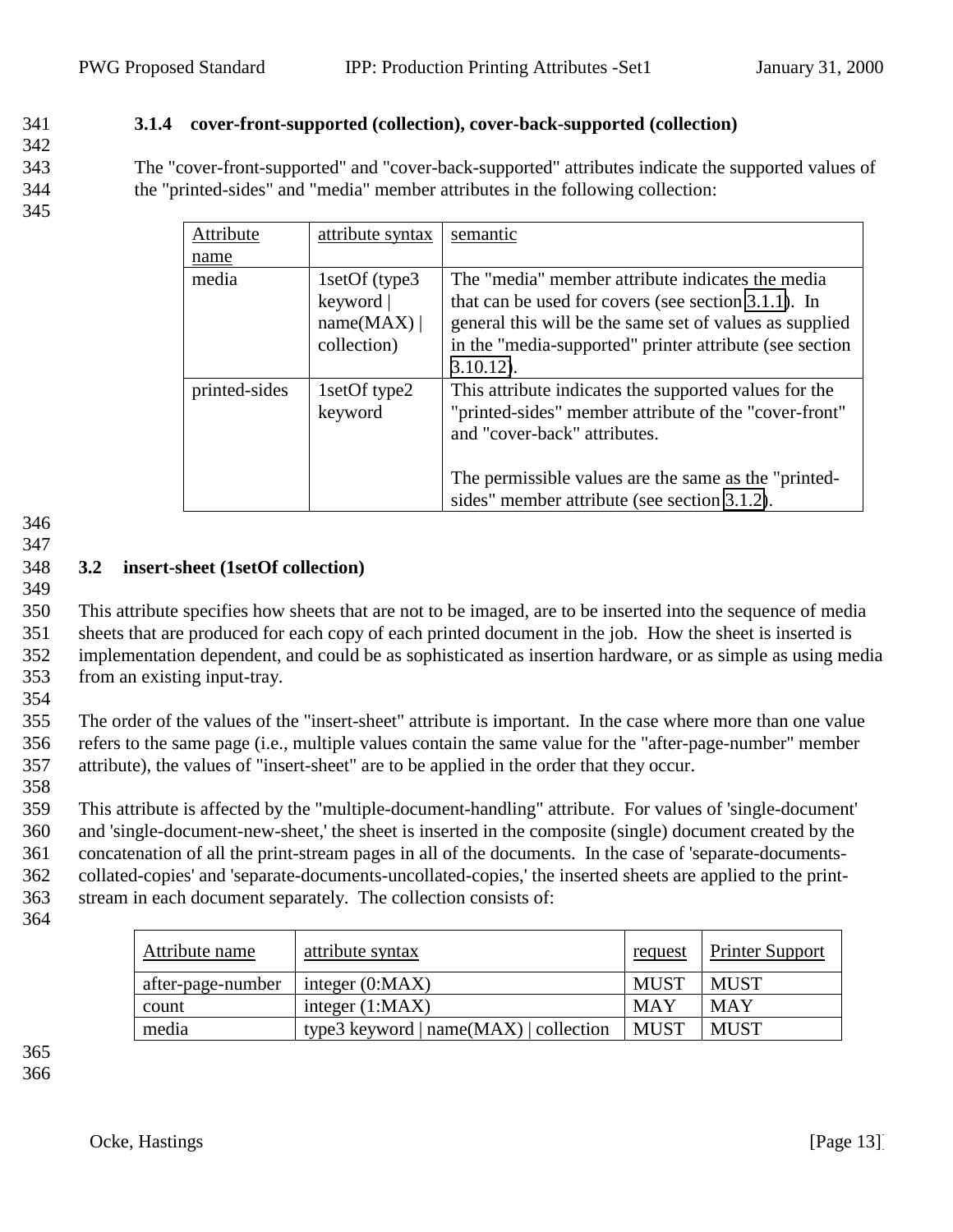### 3.1.4 cover-front-supported (collection), cover-back-supported (collection)

The "cover-front-supported" and "cover-back-supported" attributes indicate the supported values of the "printed-sides" and "media" member attributes in the following collection:

| Attribute name | attribute syntax | semantic |
|---|---|---|
| media | 1setOf (type3 keyword \| name(MAX) \| collection) | The "media" member attribute indicates the media that can be used for covers (see section 3.1.1). In general this will be the same set of values as supplied in the "media-supported" printer attribute (see section 3.10.12). |
| printed-sides | 1setOf type2 keyword | This attribute indicates the supported values for the "printed-sides" member attribute of the "cover-front" and "cover-back" attributes. The permissible values are the same as the "printed-sides" member attribute (see section 3.1.2). |

## 3.2 insert-sheet (1setOf collection)

This attribute specifies how sheets that are not to be imaged, are to be inserted into the sequence of media sheets that are produced for each copy of each printed document in the job. How the sheet is inserted is implementation dependent, and could be as sophisticated as insertion hardware, or as simple as using media from an existing input-tray.

The order of the values of the "insert-sheet" attribute is important. In the case where more than one value refers to the same page (i.e., multiple values contain the same value for the "after-page-number" member attribute), the values of "insert-sheet" are to be applied in the order that they occur.

This attribute is affected by the "multiple-document-handling" attribute. For values of 'single-document' and 'single-document-new-sheet,' the sheet is inserted in the composite (single) document created by the concatenation of all the print-stream pages in all of the documents. In the case of 'separate-documents-collated-copies' and 'separate-documents-uncollated-copies,' the inserted sheets are applied to the print-stream in each document separately. The collection consists of:

| Attribute name | attribute syntax | request | Printer Support |
|---|---|---|---|
| after-page-number | integer (0:MAX) | MUST | MUST |
| count | integer (1:MAX) | MAY | MAY |
| media | type3 keyword \| name(MAX) \| collection | MUST | MUST |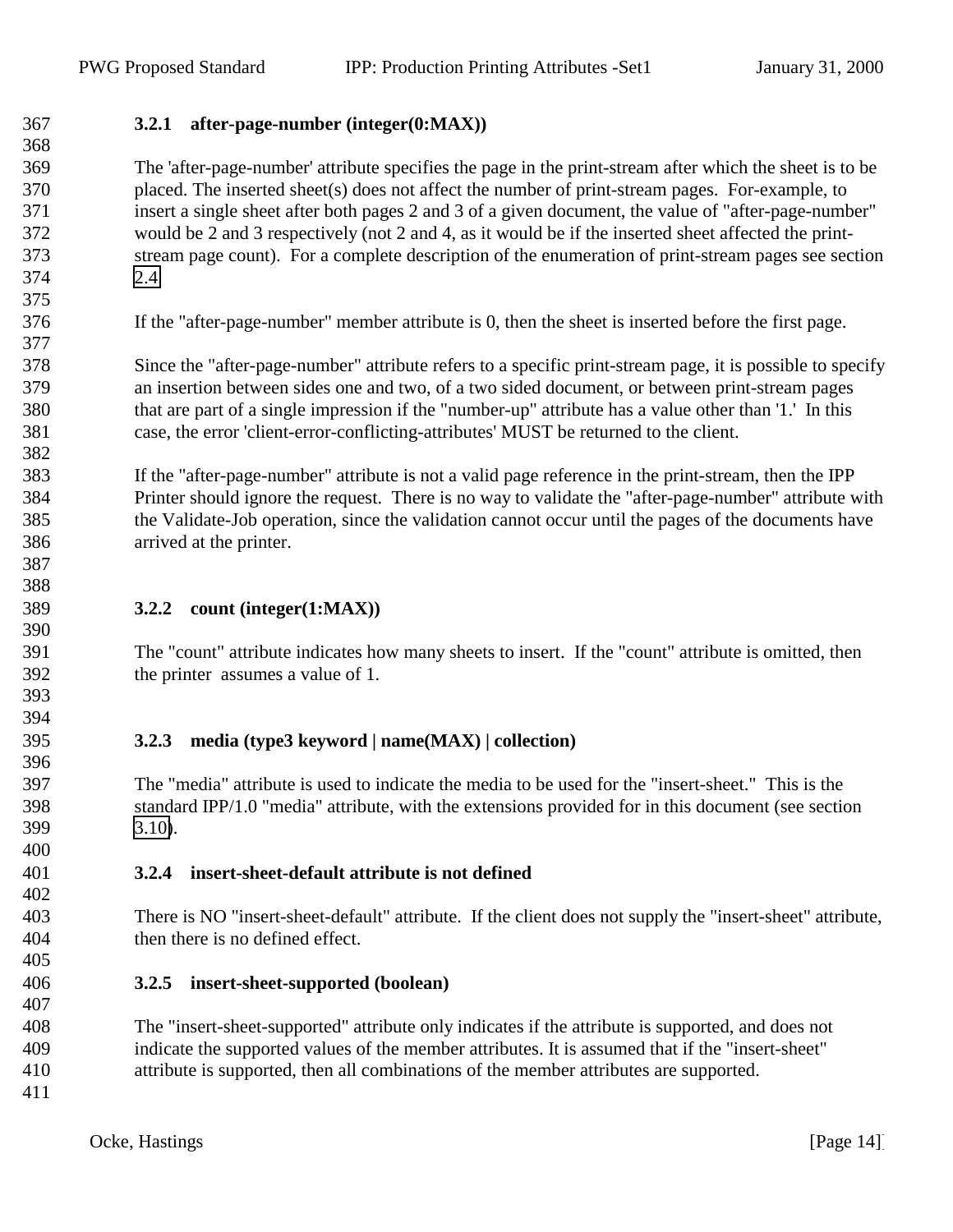### 3.2.1 after-page-number (integer(0:MAX))

The 'after-page-number' attribute specifies the page in the print-stream after which the sheet is to be placed. The inserted sheet(s) does not affect the number of print-stream pages. For-example, to insert a single sheet after both pages 2 and 3 of a given document, the value of "after-page-number" would be 2 and 3 respectively (not 2 and 4, as it would be if the inserted sheet affected the print-stream page count). For a complete description of the enumeration of print-stream pages see section 2.4.

If the "after-page-number" member attribute is 0, then the sheet is inserted before the first page.

Since the "after-page-number" attribute refers to a specific print-stream page, it is possible to specify an insertion between sides one and two, of a two sided document, or between print-stream pages that are part of a single impression if the "number-up" attribute has a value other than '1.' In this case, the error 'client-error-conflicting-attributes' MUST be returned to the client.

If the "after-page-number" attribute is not a valid page reference in the print-stream, then the IPP Printer should ignore the request. There is no way to validate the "after-page-number" attribute with the Validate-Job operation, since the validation cannot occur until the pages of the documents have arrived at the printer.

### 3.2.2 count (integer(1:MAX))

The "count" attribute indicates how many sheets to insert. If the "count" attribute is omitted, then the printer assumes a value of 1.

### 3.2.3 media (type3 keyword | name(MAX) | collection)

The "media" attribute is used to indicate the media to be used for the "insert-sheet." This is the standard IPP/1.0 "media" attribute, with the extensions provided for in this document (see section 3.10).

### 3.2.4 insert-sheet-default attribute is not defined

There is NO "insert-sheet-default" attribute. If the client does not supply the "insert-sheet" attribute, then there is no defined effect.

### 3.2.5 insert-sheet-supported (boolean)

The "insert-sheet-supported" attribute only indicates if the attribute is supported, and does not indicate the supported values of the member attributes. It is assumed that if the "insert-sheet" attribute is supported, then all combinations of the member attributes are supported.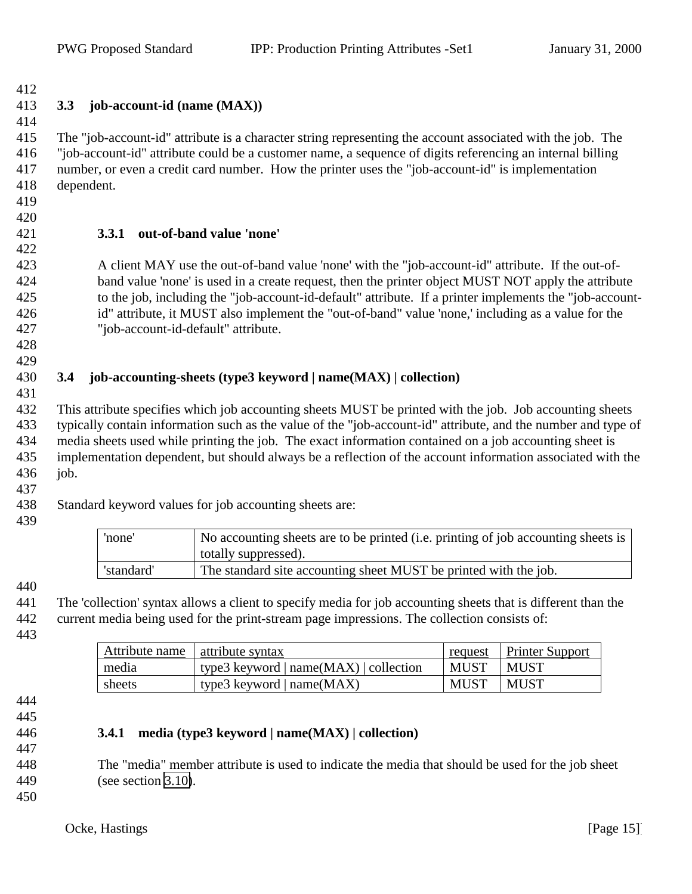## 3.3 job-account-id (name (MAX))

The "job-account-id" attribute is a character string representing the account associated with the job. The "job-account-id" attribute could be a customer name, a sequence of digits referencing an internal billing number, or even a credit card number. How the printer uses the "job-account-id" is implementation dependent.

### 3.3.1 out-of-band value 'none'

A client MAY use the out-of-band value 'none' with the "job-account-id" attribute. If the out-of-band value 'none' is used in a create request, then the printer object MUST NOT apply the attribute to the job, including the "job-account-id-default" attribute. If a printer implements the "job-account-id" attribute, it MUST also implement the "out-of-band" value 'none,' including as a value for the "job-account-id-default" attribute.

## 3.4 job-accounting-sheets (type3 keyword | name(MAX) | collection)

This attribute specifies which job accounting sheets MUST be printed with the job. Job accounting sheets typically contain information such as the value of the "job-account-id" attribute, and the number and type of media sheets used while printing the job. The exact information contained on a job accounting sheet is implementation dependent, but should always be a reflection of the account information associated with the job.

Standard keyword values for job accounting sheets are:

| | |
|---|---|
| 'none' | No accounting sheets are to be printed (i.e. printing of job accounting sheets is totally suppressed). |
| 'standard' | The standard site accounting sheet MUST be printed with the job. |

The 'collection' syntax allows a client to specify media for job accounting sheets that is different than the current media being used for the print-stream page impressions. The collection consists of:

| Attribute name | attribute syntax | request | Printer Support |
|---|---|---|---|
| media | type3 keyword \| name(MAX) \| collection | MUST | MUST |
| sheets | type3 keyword \| name(MAX) | MUST | MUST |

### 3.4.1 media (type3 keyword | name(MAX) | collection)

The "media" member attribute is used to indicate the media that should be used for the job sheet (see section 3.10).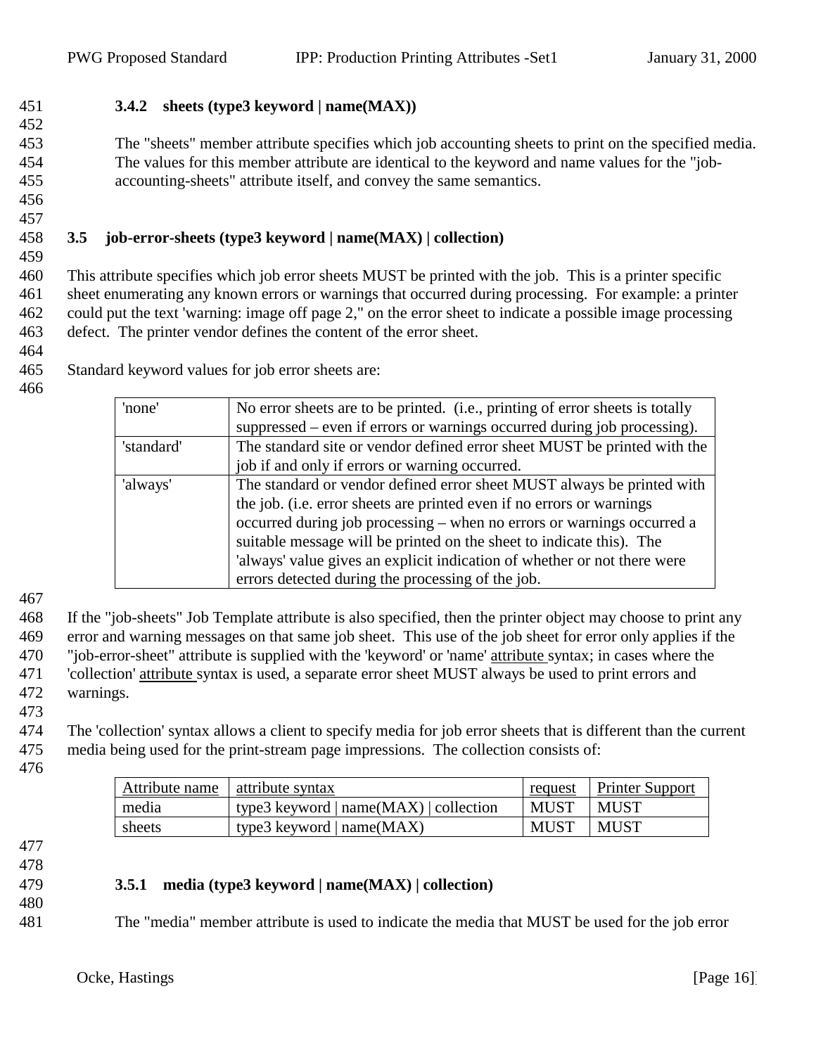#### 3.4.2 sheets (type3 keyword | name(MAX))

The "sheets" member attribute specifies which job accounting sheets to print on the specified media. The values for this member attribute are identical to the keyword and name values for the "job-accounting-sheets" attribute itself, and convey the same semantics.

### 3.5 job-error-sheets (type3 keyword | name(MAX) | collection)

This attribute specifies which job error sheets MUST be printed with the job. This is a printer specific sheet enumerating any known errors or warnings that occurred during processing. For example: a printer could put the text 'warning: image off page 2," on the error sheet to indicate a possible image processing defect. The printer vendor defines the content of the error sheet.

Standard keyword values for job error sheets are:

| | |
|---|---|
| 'none' | No error sheets are to be printed. (i.e., printing of error sheets is totally suppressed – even if errors or warnings occurred during job processing). |
| 'standard' | The standard site or vendor defined error sheet MUST be printed with the job if and only if errors or warning occurred. |
| 'always' | The standard or vendor defined error sheet MUST always be printed with the job. (i.e. error sheets are printed even if no errors or warnings occurred during job processing – when no errors or warnings occurred a suitable message will be printed on the sheet to indicate this). The 'always' value gives an explicit indication of whether or not there were errors detected during the processing of the job. |

If the "job-sheets" Job Template attribute is also specified, then the printer object may choose to print any error and warning messages on that same job sheet. This use of the job sheet for error only applies if the "job-error-sheet" attribute is supplied with the 'keyword' or 'name' attribute syntax; in cases where the 'collection' attribute syntax is used, a separate error sheet MUST always be used to print errors and warnings.

The 'collection' syntax allows a client to specify media for job error sheets that is different than the current media being used for the print-stream page impressions. The collection consists of:

| Attribute name | attribute syntax | request | Printer Support |
|---|---|---|---|
| media | type3 keyword \| name(MAX) \| collection | MUST | MUST |
| sheets | type3 keyword \| name(MAX) | MUST | MUST |

#### 3.5.1 media (type3 keyword | name(MAX) | collection)

The "media" member attribute is used to indicate the media that MUST be used for the job error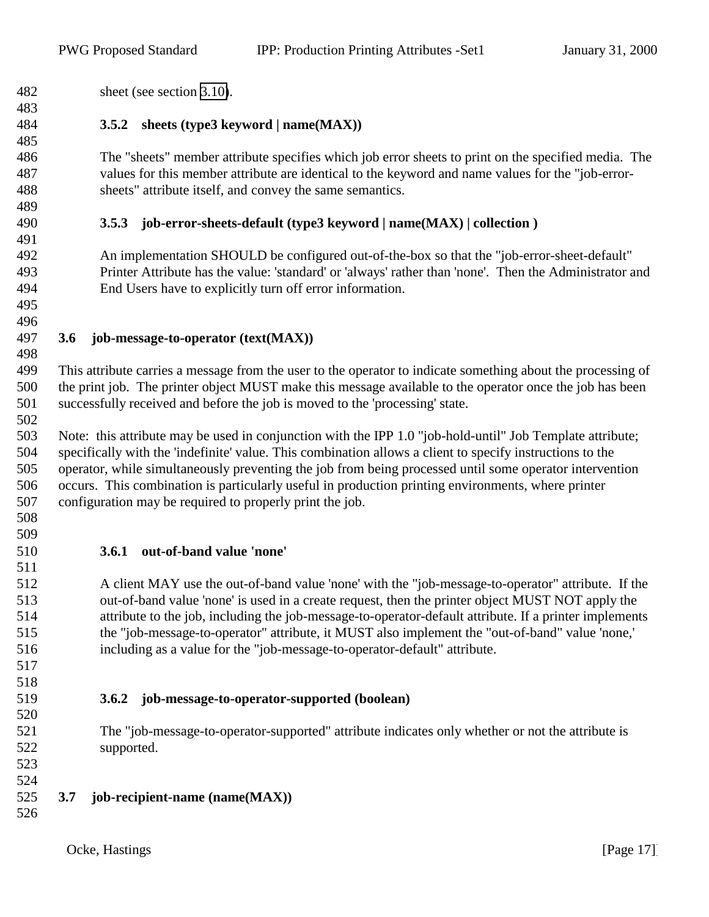sheet (see section 3.10).

### 3.5.2 sheets (type3 keyword | name(MAX))

The "sheets" member attribute specifies which job error sheets to print on the specified media. The values for this member attribute are identical to the keyword and name values for the "job-error-sheets" attribute itself, and convey the same semantics.

### 3.5.3 job-error-sheets-default (type3 keyword | name(MAX) | collection )

An implementation SHOULD be configured out-of-the-box so that the "job-error-sheet-default" Printer Attribute has the value: 'standard' or 'always' rather than 'none'. Then the Administrator and End Users have to explicitly turn off error information.

## 3.6 job-message-to-operator (text(MAX))

This attribute carries a message from the user to the operator to indicate something about the processing of the print job. The printer object MUST make this message available to the operator once the job has been successfully received and before the job is moved to the 'processing' state.

Note: this attribute may be used in conjunction with the IPP 1.0 "job-hold-until" Job Template attribute; specifically with the 'indefinite' value. This combination allows a client to specify instructions to the operator, while simultaneously preventing the job from being processed until some operator intervention occurs. This combination is particularly useful in production printing environments, where printer configuration may be required to properly print the job.

### 3.6.1 out-of-band value 'none'

A client MAY use the out-of-band value 'none' with the "job-message-to-operator" attribute. If the out-of-band value 'none' is used in a create request, then the printer object MUST NOT apply the attribute to the job, including the job-message-to-operator-default attribute. If a printer implements the "job-message-to-operator" attribute, it MUST also implement the "out-of-band" value 'none,' including as a value for the "job-message-to-operator-default" attribute.

### 3.6.2 job-message-to-operator-supported (boolean)

The "job-message-to-operator-supported" attribute indicates only whether or not the attribute is supported.

## 3.7 job-recipient-name (name(MAX))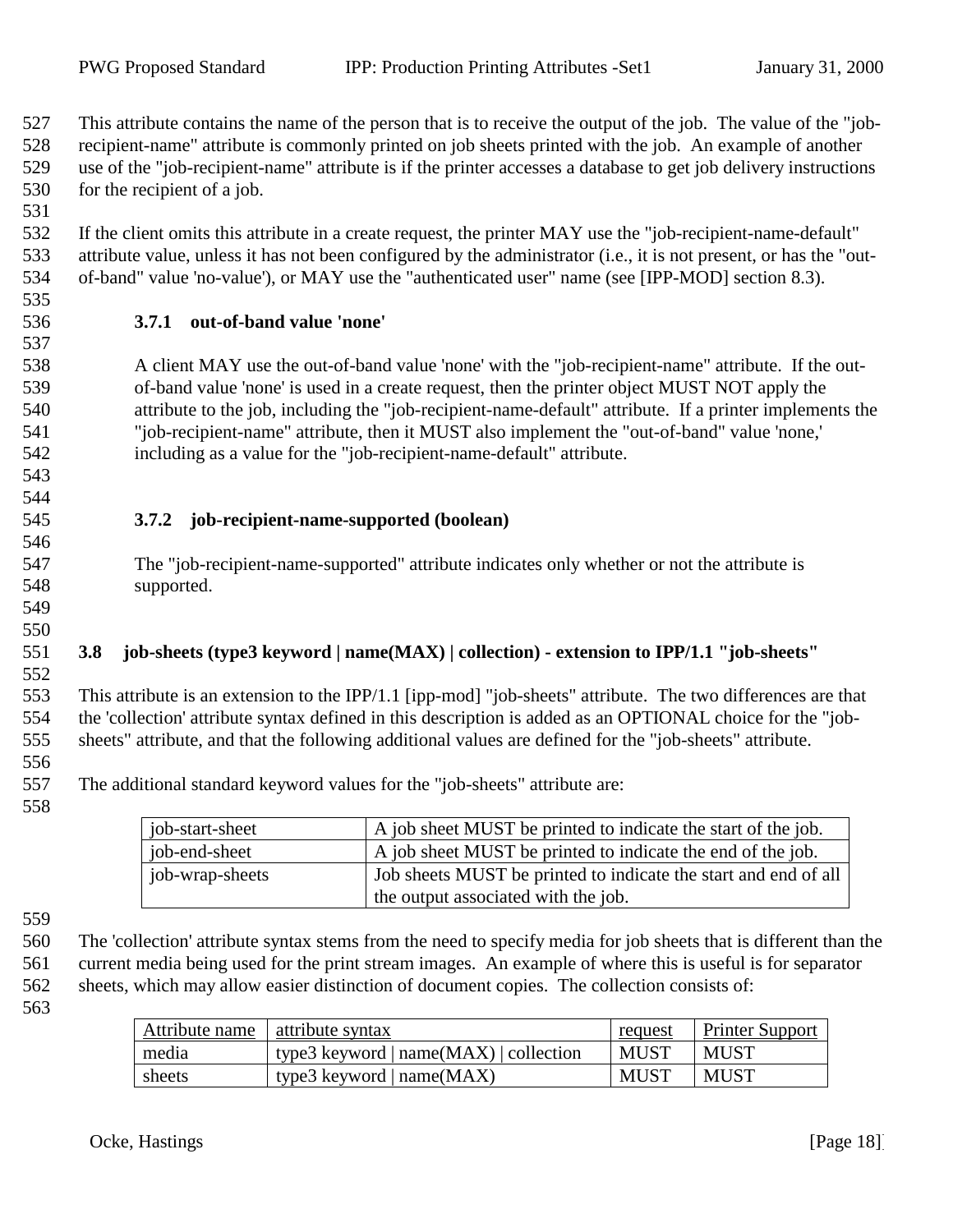This attribute contains the name of the person that is to receive the output of the job. The value of the "job-recipient-name" attribute is commonly printed on job sheets printed with the job. An example of another use of the "job-recipient-name" attribute is if the printer accesses a database to get job delivery instructions for the recipient of a job.

If the client omits this attribute in a create request, the printer MAY use the "job-recipient-name-default" attribute value, unless it has not been configured by the administrator (i.e., it is not present, or has the "out-of-band" value 'no-value'), or MAY use the "authenticated user" name (see [IPP-MOD] section 8.3).

#### 3.7.1 out-of-band value 'none'

A client MAY use the out-of-band value 'none' with the "job-recipient-name" attribute. If the out-of-band value 'none' is used in a create request, then the printer object MUST NOT apply the attribute to the job, including the "job-recipient-name-default" attribute. If a printer implements the "job-recipient-name" attribute, then it MUST also implement the "out-of-band" value 'none,' including as a value for the "job-recipient-name-default" attribute.

#### 3.7.2 job-recipient-name-supported (boolean)

The "job-recipient-name-supported" attribute indicates only whether or not the attribute is supported.

### 3.8 job-sheets (type3 keyword | name(MAX) | collection) - extension to IPP/1.1 "job-sheets"

This attribute is an extension to the IPP/1.1 [ipp-mod] "job-sheets" attribute. The two differences are that the 'collection' attribute syntax defined in this description is added as an OPTIONAL choice for the "job-sheets" attribute, and that the following additional values are defined for the "job-sheets" attribute.

The additional standard keyword values for the "job-sheets" attribute are:

| | |
|---|---|
| job-start-sheet | A job sheet MUST be printed to indicate the start of the job. |
| job-end-sheet | A job sheet MUST be printed to indicate the end of the job. |
| job-wrap-sheets | Job sheets MUST be printed to indicate the start and end of all the output associated with the job. |

The 'collection' attribute syntax stems from the need to specify media for job sheets that is different than the current media being used for the print stream images. An example of where this is useful is for separator sheets, which may allow easier distinction of document copies. The collection consists of:

| Attribute name | attribute syntax | request | Printer Support |
|---|---|---|---|
| media | type3 keyword \| name(MAX) \| collection | MUST | MUST |
| sheets | type3 keyword \| name(MAX) | MUST | MUST |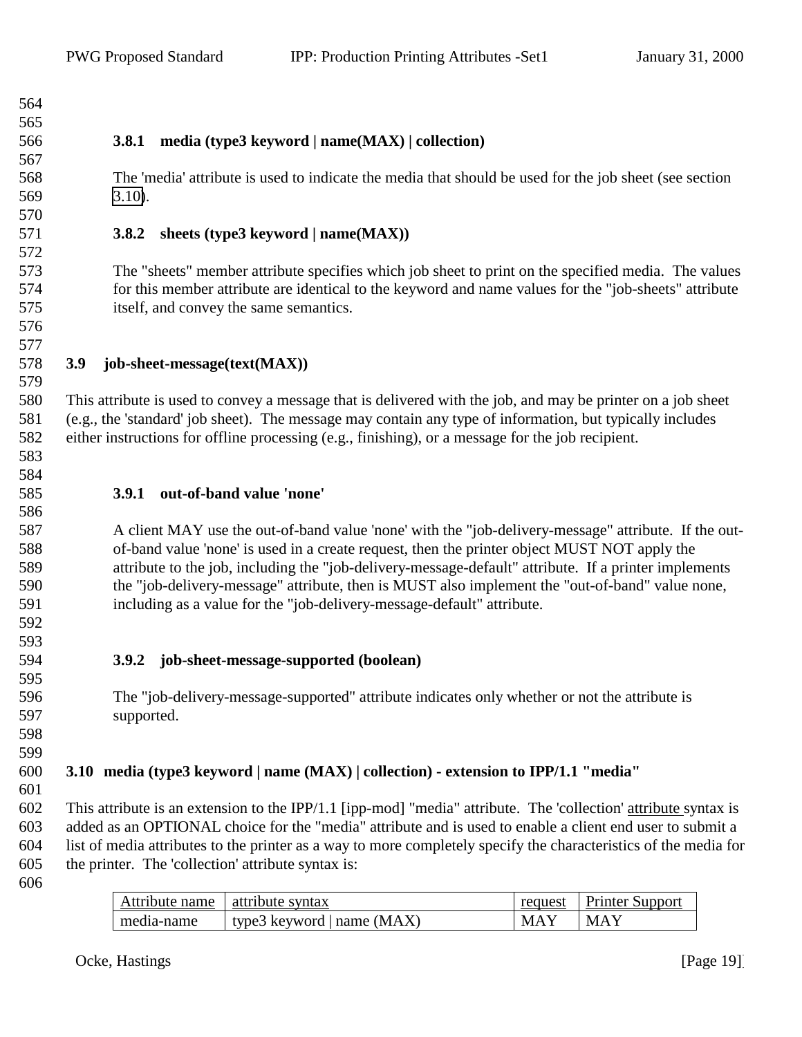#### 3.8.1 media (type3 keyword | name(MAX) | collection)

The 'media' attribute is used to indicate the media that should be used for the job sheet (see section 3.10).

#### 3.8.2 sheets (type3 keyword | name(MAX))

The "sheets" member attribute specifies which job sheet to print on the specified media. The values for this member attribute are identical to the keyword and name values for the "job-sheets" attribute itself, and convey the same semantics.

### 3.9 job-sheet-message(text(MAX))

This attribute is used to convey a message that is delivered with the job, and may be printer on a job sheet (e.g., the 'standard' job sheet). The message may contain any type of information, but typically includes either instructions for offline processing (e.g., finishing), or a message for the job recipient.

#### 3.9.1 out-of-band value 'none'

A client MAY use the out-of-band value 'none' with the "job-delivery-message" attribute. If the out-of-band value 'none' is used in a create request, then the printer object MUST NOT apply the attribute to the job, including the "job-delivery-message-default" attribute. If a printer implements the "job-delivery-message" attribute, then is MUST also implement the "out-of-band" value none, including as a value for the "job-delivery-message-default" attribute.

#### 3.9.2 job-sheet-message-supported (boolean)

The "job-delivery-message-supported" attribute indicates only whether or not the attribute is supported.

### 3.10 media (type3 keyword | name (MAX) | collection) - extension to IPP/1.1 "media"

This attribute is an extension to the IPP/1.1 [ipp-mod] "media" attribute. The 'collection' attribute syntax is added as an OPTIONAL choice for the "media" attribute and is used to enable a client end user to submit a list of media attributes to the printer as a way to more completely specify the characteristics of the media for the printer. The 'collection' attribute syntax is:

| Attribute name | attribute syntax | request | Printer Support |
|---|---|---|---|
| media-name | type3 keyword \| name (MAX) | MAY | MAY |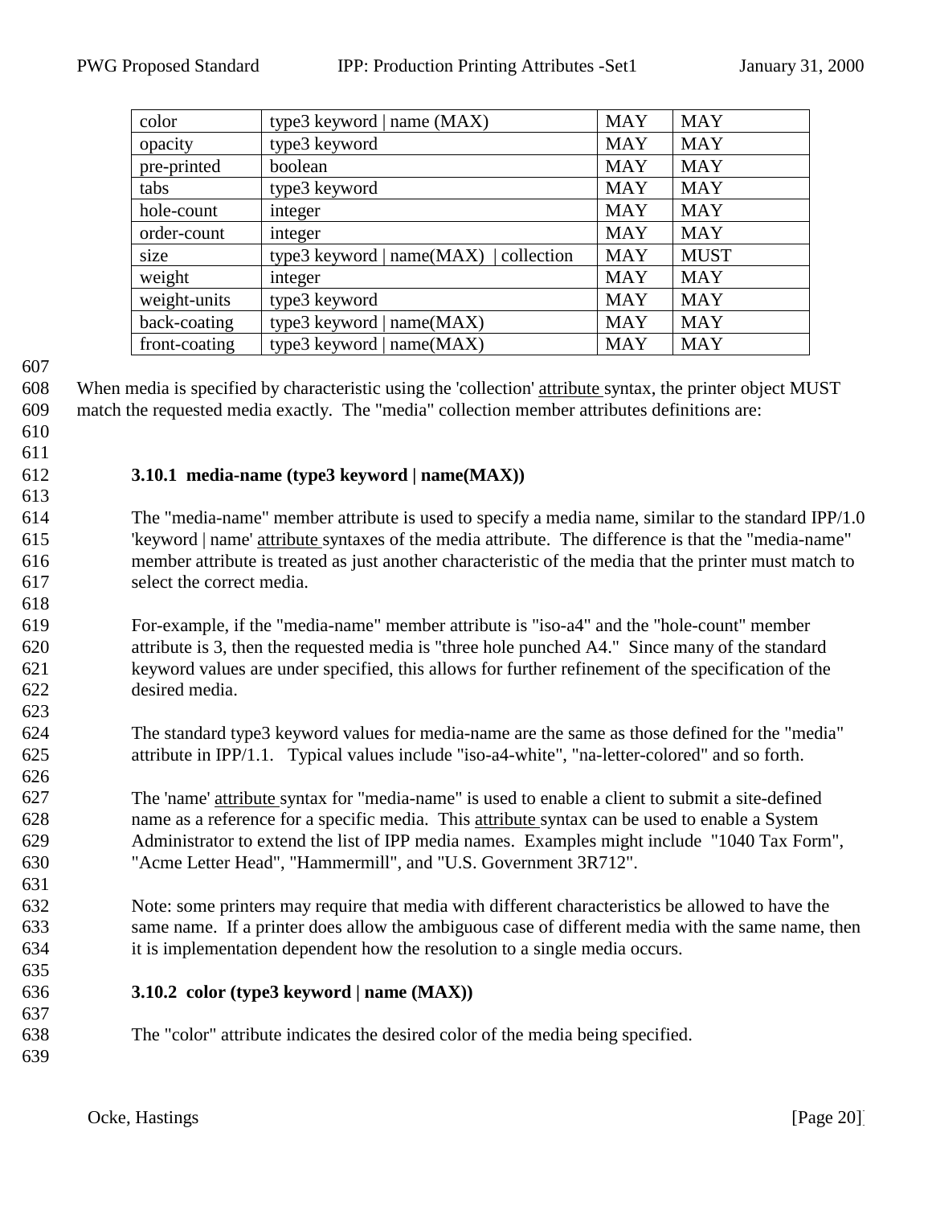| color | type3 keyword \| name (MAX) | MAY | MAY |
| --- | --- | --- | --- |
| opacity | type3 keyword | MAY | MAY |
| pre-printed | boolean | MAY | MAY |
| tabs | type3 keyword | MAY | MAY |
| hole-count | integer | MAY | MAY |
| order-count | integer | MAY | MAY |
| size | type3 keyword \| name(MAX) \| collection | MAY | MUST |
| weight | integer | MAY | MAY |
| weight-units | type3 keyword | MAY | MAY |
| back-coating | type3 keyword \| name(MAX) | MAY | MAY |
| front-coating | type3 keyword \| name(MAX) | MAY | MAY |

When media is specified by characteristic using the 'collection' attribute syntax, the printer object MUST match the requested media exactly. The "media" collection member attributes definitions are:

### 3.10.1 media-name (type3 keyword | name(MAX))

The "media-name" member attribute is used to specify a media name, similar to the standard IPP/1.0 'keyword | name' attribute syntaxes of the media attribute. The difference is that the "media-name" member attribute is treated as just another characteristic of the media that the printer must match to select the correct media.

For-example, if the "media-name" member attribute is "iso-a4" and the "hole-count" member attribute is 3, then the requested media is "three hole punched A4." Since many of the standard keyword values are under specified, this allows for further refinement of the specification of the desired media.

The standard type3 keyword values for media-name are the same as those defined for the "media" attribute in IPP/1.1. Typical values include "iso-a4-white", "na-letter-colored" and so forth.

The 'name' attribute syntax for "media-name" is used to enable a client to submit a site-defined name as a reference for a specific media. This attribute syntax can be used to enable a System Administrator to extend the list of IPP media names. Examples might include "1040 Tax Form", "Acme Letter Head", "Hammermill", and "U.S. Government 3R712".

Note: some printers may require that media with different characteristics be allowed to have the same name. If a printer does allow the ambiguous case of different media with the same name, then it is implementation dependent how the resolution to a single media occurs.

### 3.10.2 color (type3 keyword | name (MAX))

The "color" attribute indicates the desired color of the media being specified.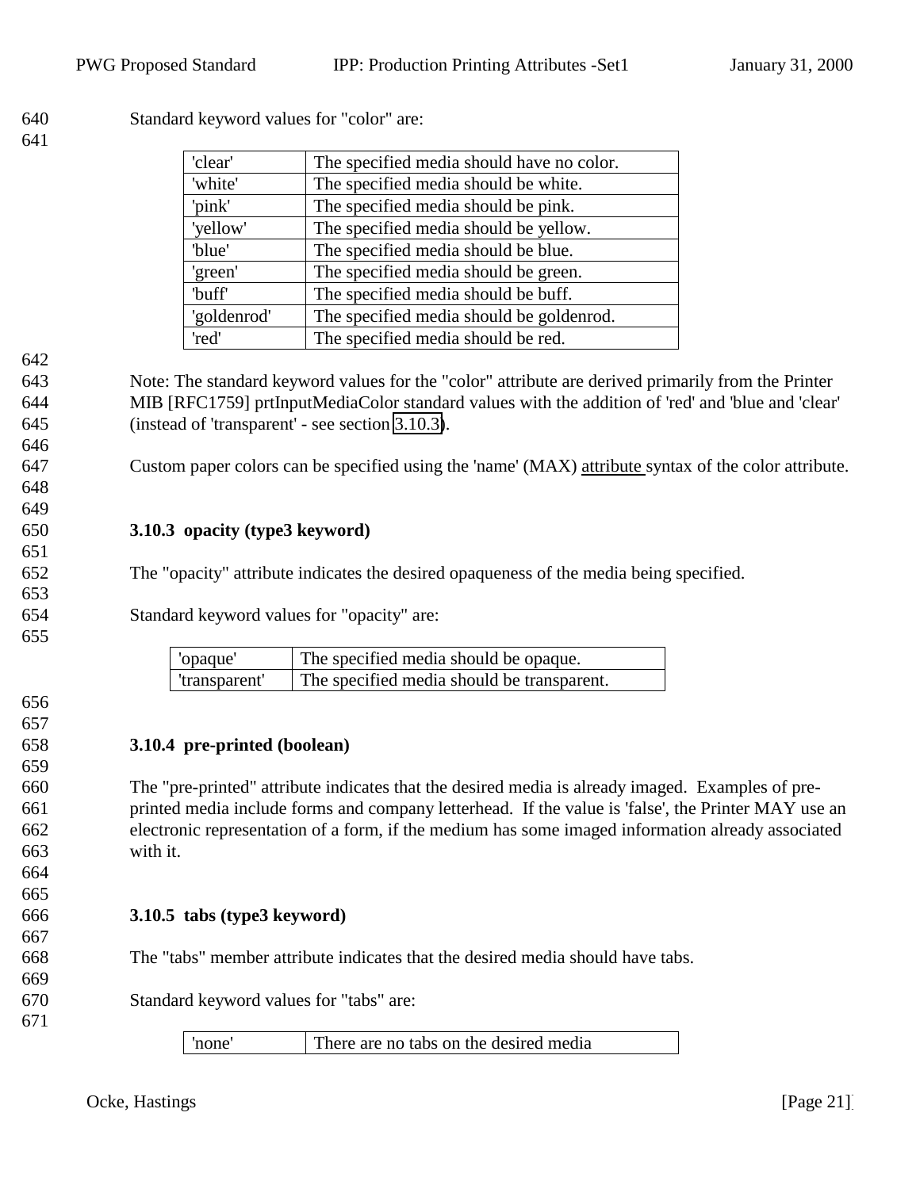Standard keyword values for "color" are:

| | |
|---|---|
| 'clear' | The specified media should have no color. |
| 'white' | The specified media should be white. |
| 'pink' | The specified media should be pink. |
| 'yellow' | The specified media should be yellow. |
| 'blue' | The specified media should be blue. |
| 'green' | The specified media should be green. |
| 'buff' | The specified media should be buff. |
| 'goldenrod' | The specified media should be goldenrod. |
| 'red' | The specified media should be red. |

Note: The standard keyword values for the "color" attribute are derived primarily from the Printer MIB [RFC1759] prtInputMediaColor standard values with the addition of 'red' and 'blue and 'clear' (instead of 'transparent' - see section 3.10.3).

Custom paper colors can be specified using the 'name' (MAX) attribute syntax of the color attribute.

### 3.10.3 opacity (type3 keyword)

The "opacity" attribute indicates the desired opaqueness of the media being specified.

Standard keyword values for "opacity" are:

| | |
|---|---|
| 'opaque' | The specified media should be opaque. |
| 'transparent' | The specified media should be transparent. |

### 3.10.4 pre-printed (boolean)

The "pre-printed" attribute indicates that the desired media is already imaged. Examples of pre-printed media include forms and company letterhead. If the value is 'false', the Printer MAY use an electronic representation of a form, if the medium has some imaged information already associated with it.

### 3.10.5 tabs (type3 keyword)

The "tabs" member attribute indicates that the desired media should have tabs.

Standard keyword values for "tabs" are:

| | |
|---|---|
| 'none' | There are no tabs on the desired media |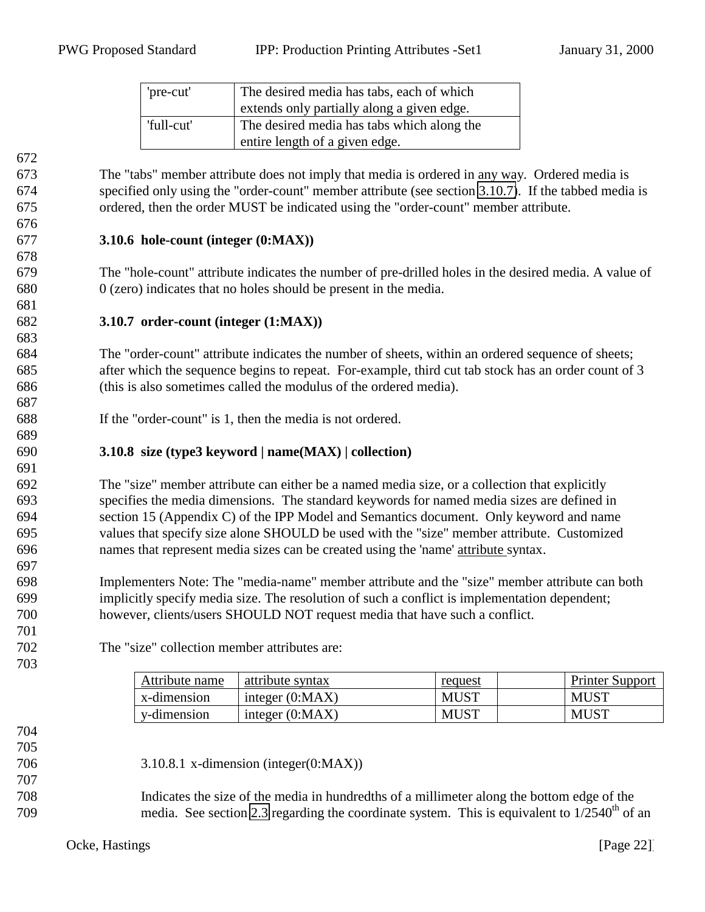| 'pre-cut' | The desired media has tabs, each of which extends only partially along a given edge. |
| --- | --- |
| 'full-cut' | The desired media has tabs which along the entire length of a given edge. |

The "tabs" member attribute does not imply that media is ordered in any way. Ordered media is specified only using the "order-count" member attribute (see section 3.10.7). If the tabbed media is ordered, then the order MUST be indicated using the "order-count" member attribute.

### 3.10.6 hole-count (integer (0:MAX))

The "hole-count" attribute indicates the number of pre-drilled holes in the desired media. A value of 0 (zero) indicates that no holes should be present in the media.

### 3.10.7 order-count (integer (1:MAX))

The "order-count" attribute indicates the number of sheets, within an ordered sequence of sheets; after which the sequence begins to repeat. For-example, third cut tab stock has an order count of 3 (this is also sometimes called the modulus of the ordered media).

If the "order-count" is 1, then the media is not ordered.

### 3.10.8 size (type3 keyword | name(MAX) | collection)

The "size" member attribute can either be a named media size, or a collection that explicitly specifies the media dimensions. The standard keywords for named media sizes are defined in section 15 (Appendix C) of the IPP Model and Semantics document. Only keyword and name values that specify size alone SHOULD be used with the "size" member attribute. Customized names that represent media sizes can be created using the 'name' attribute syntax.

Implementers Note: The "media-name" member attribute and the "size" member attribute can both implicitly specify media size. The resolution of such a conflict is implementation dependent; however, clients/users SHOULD NOT request media that have such a conflict.

The "size" collection member attributes are:

| Attribute name | attribute syntax | request | | Printer Support |
| --- | --- | --- | --- | --- |
| x-dimension | integer (0:MAX) | MUST | | MUST |
| y-dimension | integer (0:MAX) | MUST | | MUST |

#### 3.10.8.1 x-dimension (integer(0:MAX))

Indicates the size of the media in hundredths of a millimeter along the bottom edge of the media. See section 2.3 regarding the coordinate system. This is equivalent to 1/2540th of an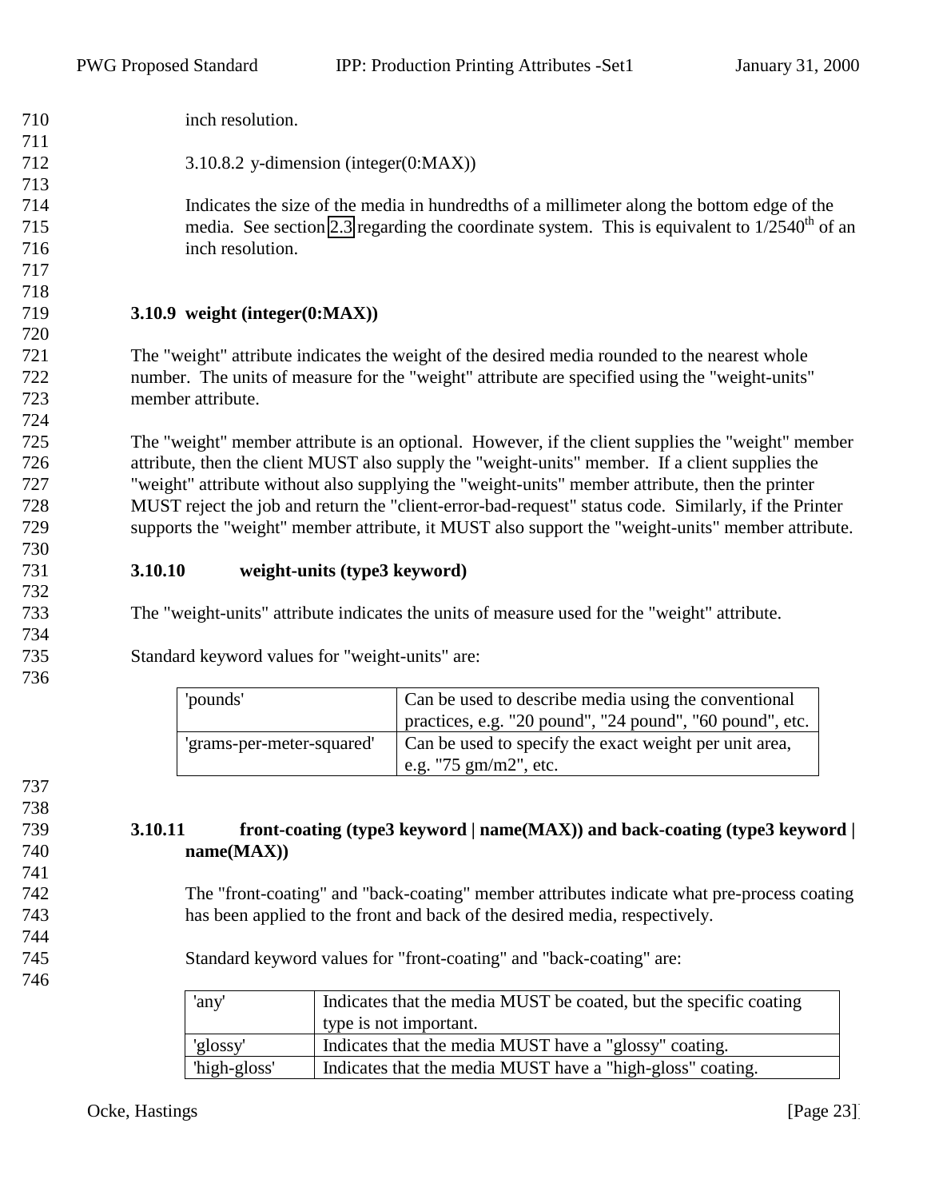inch resolution.

#### 3.10.8.2 y-dimension (integer(0:MAX))

Indicates the size of the media in hundredths of a millimeter along the bottom edge of the media. See section 2.3 regarding the coordinate system. This is equivalent to 1/2540[th] of an inch resolution.

### 3.10.9 weight (integer(0:MAX))

The "weight" attribute indicates the weight of the desired media rounded to the nearest whole number. The units of measure for the "weight" attribute are specified using the "weight-units" member attribute.

The "weight" member attribute is an optional. However, if the client supplies the "weight" member attribute, then the client MUST also supply the "weight-units" member. If a client supplies the "weight" attribute without also supplying the "weight-units" member attribute, then the printer MUST reject the job and return the "client-error-bad-request" status code. Similarly, if the Printer supports the "weight" member attribute, it MUST also support the "weight-units" member attribute.

### 3.10.10 weight-units (type3 keyword)

The "weight-units" attribute indicates the units of measure used for the "weight" attribute.

Standard keyword values for "weight-units" are:

| Keyword | Description |
|---|---|
| 'pounds' | Can be used to describe media using the conventional practices, e.g. "20 pound", "24 pound", "60 pound", etc. |
| 'grams-per-meter-squared' | Can be used to specify the exact weight per unit area, e.g. "75 gm/m2", etc. |

### 3.10.11 front-coating (type3 keyword | name(MAX)) and back-coating (type3 keyword | name(MAX))

The "front-coating" and "back-coating" member attributes indicate what pre-process coating has been applied to the front and back of the desired media, respectively.

Standard keyword values for "front-coating" and "back-coating" are:

| Keyword | Description |
|---|---|
| 'any' | Indicates that the media MUST be coated, but the specific coating type is not important. |
| 'glossy' | Indicates that the media MUST have a "glossy" coating. |
| 'high-gloss' | Indicates that the media MUST have a "high-gloss" coating. |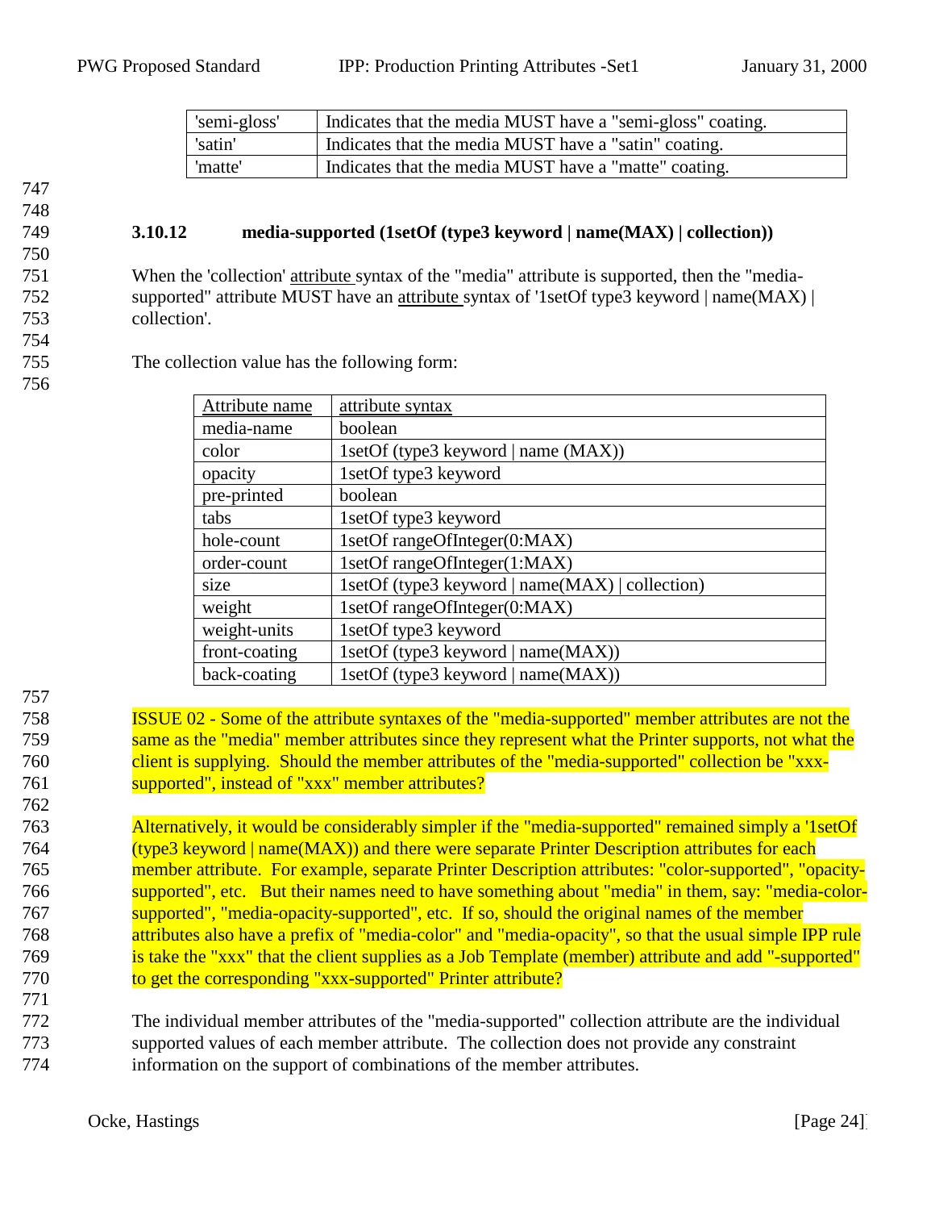| 'semi-gloss' | Indicates that the media MUST have a "semi-gloss" coating. |
|---|---|
| 'satin' | Indicates that the media MUST have a "satin" coating. |
| 'matte' | Indicates that the media MUST have a "matte" coating. |

#### 3.10.12 media-supported (1setOf (type3 keyword | name(MAX) | collection))

When the 'collection' attribute syntax of the "media" attribute is supported, then the "media-supported" attribute MUST have an attribute syntax of '1setOf type3 keyword | name(MAX) | collection'.

The collection value has the following form:

| Attribute name | attribute syntax |
|---|---|
| media-name | boolean |
| color | 1setOf (type3 keyword \| name (MAX)) |
| opacity | 1setOf type3 keyword |
| pre-printed | boolean |
| tabs | 1setOf type3 keyword |
| hole-count | 1setOf rangeOfInteger(0:MAX) |
| order-count | 1setOf rangeOfInteger(1:MAX) |
| size | 1setOf (type3 keyword \| name(MAX) \| collection) |
| weight | 1setOf rangeOfInteger(0:MAX) |
| weight-units | 1setOf type3 keyword |
| front-coating | 1setOf (type3 keyword \| name(MAX)) |
| back-coating | 1setOf (type3 keyword \| name(MAX)) |

ISSUE 02 - Some of the attribute syntaxes of the "media-supported" member attributes are not the same as the "media" member attributes since they represent what the Printer supports, not what the client is supplying. Should the member attributes of the "media-supported" collection be "xxx-supported", instead of "xxx" member attributes?

Alternatively, it would be considerably simpler if the "media-supported" remained simply a '1setOf (type3 keyword | name(MAX)) and there were separate Printer Description attributes for each member attribute. For example, separate Printer Description attributes: "color-supported", "opacity-supported", etc. But their names need to have something about "media" in them, say: "media-color-supported", "media-opacity-supported", etc. If so, should the original names of the member attributes also have a prefix of "media-color" and "media-opacity", so that the usual simple IPP rule is take the "xxx" that the client supplies as a Job Template (member) attribute and add "-supported" to get the corresponding "xxx-supported" Printer attribute?

The individual member attributes of the "media-supported" collection attribute are the individual supported values of each member attribute. The collection does not provide any constraint information on the support of combinations of the member attributes.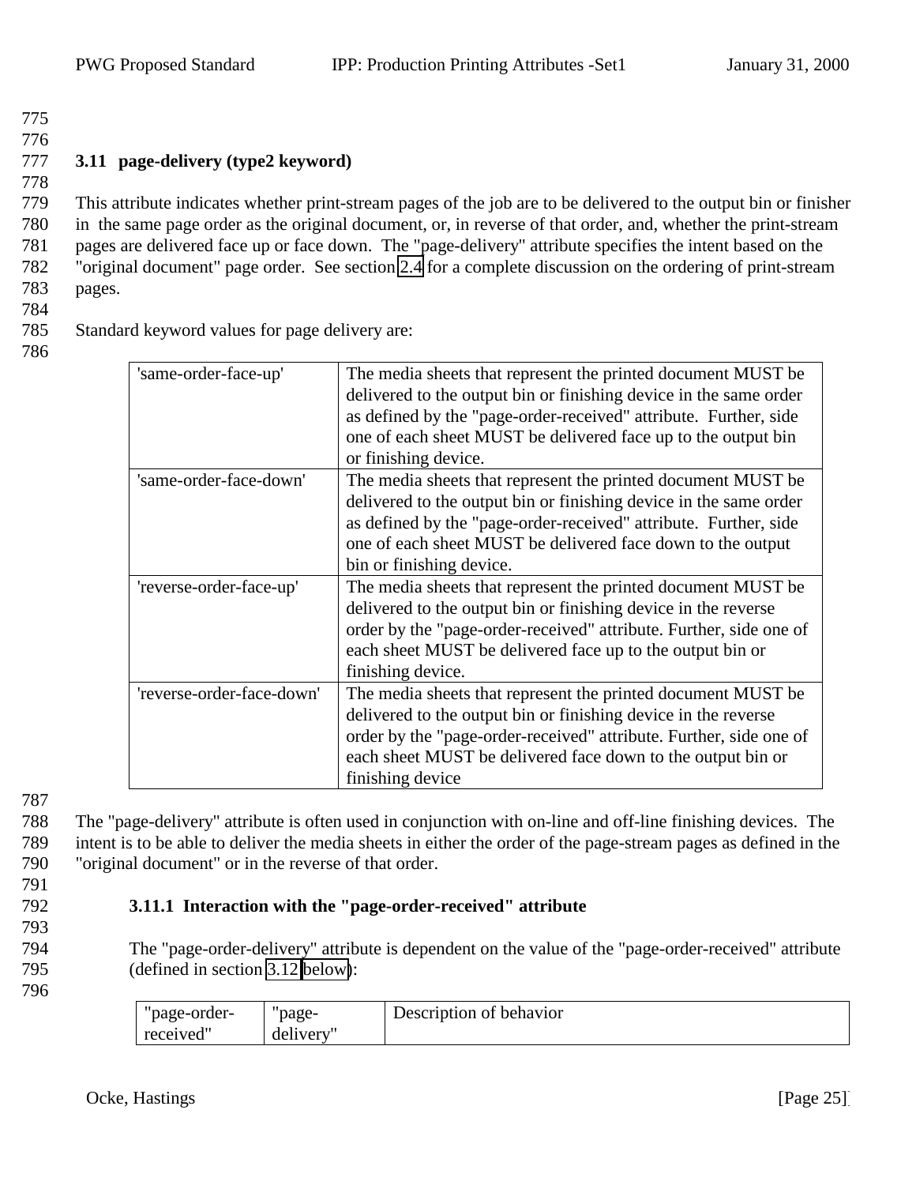## 3.11 page-delivery (type2 keyword)

This attribute indicates whether print-stream pages of the job are to be delivered to the output bin or finisher in the same page order as the original document, or, in reverse of that order, and, whether the print-stream pages are delivered face up or face down. The "page-delivery" attribute specifies the intent based on the "original document" page order. See section 2.4 for a complete discussion on the ordering of print-stream pages.

Standard keyword values for page delivery are:

| | |
|---|---|
| 'same-order-face-up' | The media sheets that represent the printed document MUST be delivered to the output bin or finishing device in the same order as defined by the "page-order-received" attribute. Further, side one of each sheet MUST be delivered face up to the output bin or finishing device. |
| 'same-order-face-down' | The media sheets that represent the printed document MUST be delivered to the output bin or finishing device in the same order as defined by the "page-order-received" attribute. Further, side one of each sheet MUST be delivered face down to the output bin or finishing device. |
| 'reverse-order-face-up' | The media sheets that represent the printed document MUST be delivered to the output bin or finishing device in the reverse order by the "page-order-received" attribute. Further, side one of each sheet MUST be delivered face up to the output bin or finishing device. |
| 'reverse-order-face-down' | The media sheets that represent the printed document MUST be delivered to the output bin or finishing device in the reverse order by the "page-order-received" attribute. Further, side one of each sheet MUST be delivered face down to the output bin or finishing device |

The "page-delivery" attribute is often used in conjunction with on-line and off-line finishing devices. The intent is to be able to deliver the media sheets in either the order of the page-stream pages as defined in the "original document" or in the reverse of that order.

### 3.11.1 Interaction with the "page-order-received" attribute

The "page-order-delivery" attribute is dependent on the value of the "page-order-received" attribute (defined in section 3.12 below):

| "page-order-received" | "page-delivery" | Description of behavior |
|---|---|---|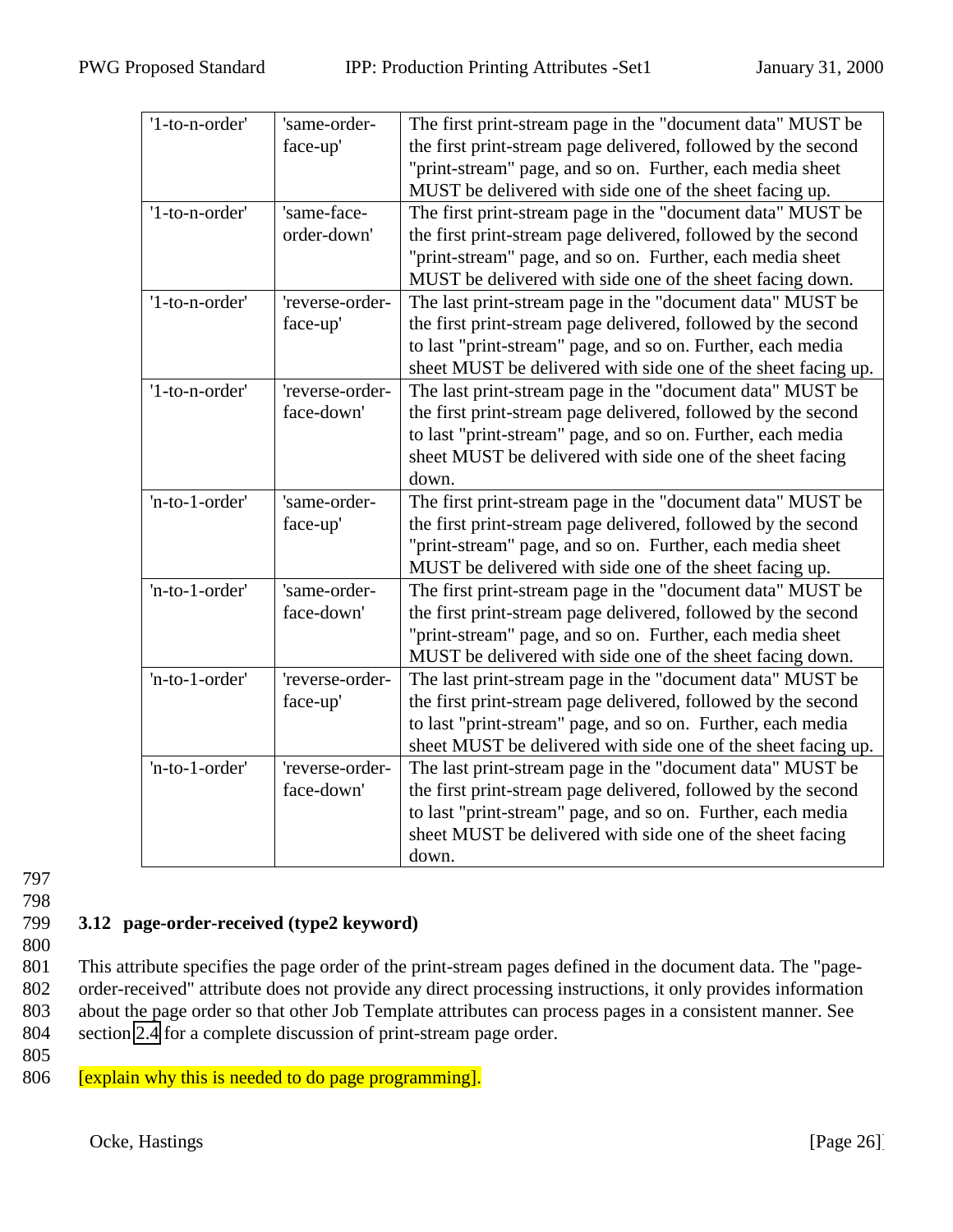| '1-to-n-order' | 'same-order-face-up' | The first print-stream page in the "document data" MUST be the first print-stream page delivered, followed by the second "print-stream" page, and so on. Further, each media sheet MUST be delivered with side one of the sheet facing up. |
|---|---|---|
| '1-to-n-order' | 'same-face-order-down' | The first print-stream page in the "document data" MUST be the first print-stream page delivered, followed by the second "print-stream" page, and so on. Further, each media sheet MUST be delivered with side one of the sheet facing down. |
| '1-to-n-order' | 'reverse-order-face-up' | The last print-stream page in the "document data" MUST be the first print-stream page delivered, followed by the second to last "print-stream" page, and so on. Further, each media sheet MUST be delivered with side one of the sheet facing up. |
| '1-to-n-order' | 'reverse-order-face-down' | The last print-stream page in the "document data" MUST be the first print-stream page delivered, followed by the second to last "print-stream" page, and so on. Further, each media sheet MUST be delivered with side one of the sheet facing down. |
| 'n-to-1-order' | 'same-order-face-up' | The first print-stream page in the "document data" MUST be the first print-stream page delivered, followed by the second "print-stream" page, and so on. Further, each media sheet MUST be delivered with side one of the sheet facing up. |
| 'n-to-1-order' | 'same-order-face-down' | The first print-stream page in the "document data" MUST be the first print-stream page delivered, followed by the second "print-stream" page, and so on. Further, each media sheet MUST be delivered with side one of the sheet facing down. |
| 'n-to-1-order' | 'reverse-order-face-up' | The last print-stream page in the "document data" MUST be the first print-stream page delivered, followed by the second to last "print-stream" page, and so on. Further, each media sheet MUST be delivered with side one of the sheet facing up. |
| 'n-to-1-order' | 'reverse-order-face-down' | The last print-stream page in the "document data" MUST be the first print-stream page delivered, followed by the second to last "print-stream" page, and so on. Further, each media sheet MUST be delivered with side one of the sheet facing down. |

### 3.12 page-order-received (type2 keyword)

This attribute specifies the page order of the print-stream pages defined in the document data. The "page-order-received" attribute does not provide any direct processing instructions, it only provides information about the page order so that other Job Template attributes can process pages in a consistent manner. See section 2.4 for a complete discussion of print-stream page order.

[explain why this is needed to do page programming].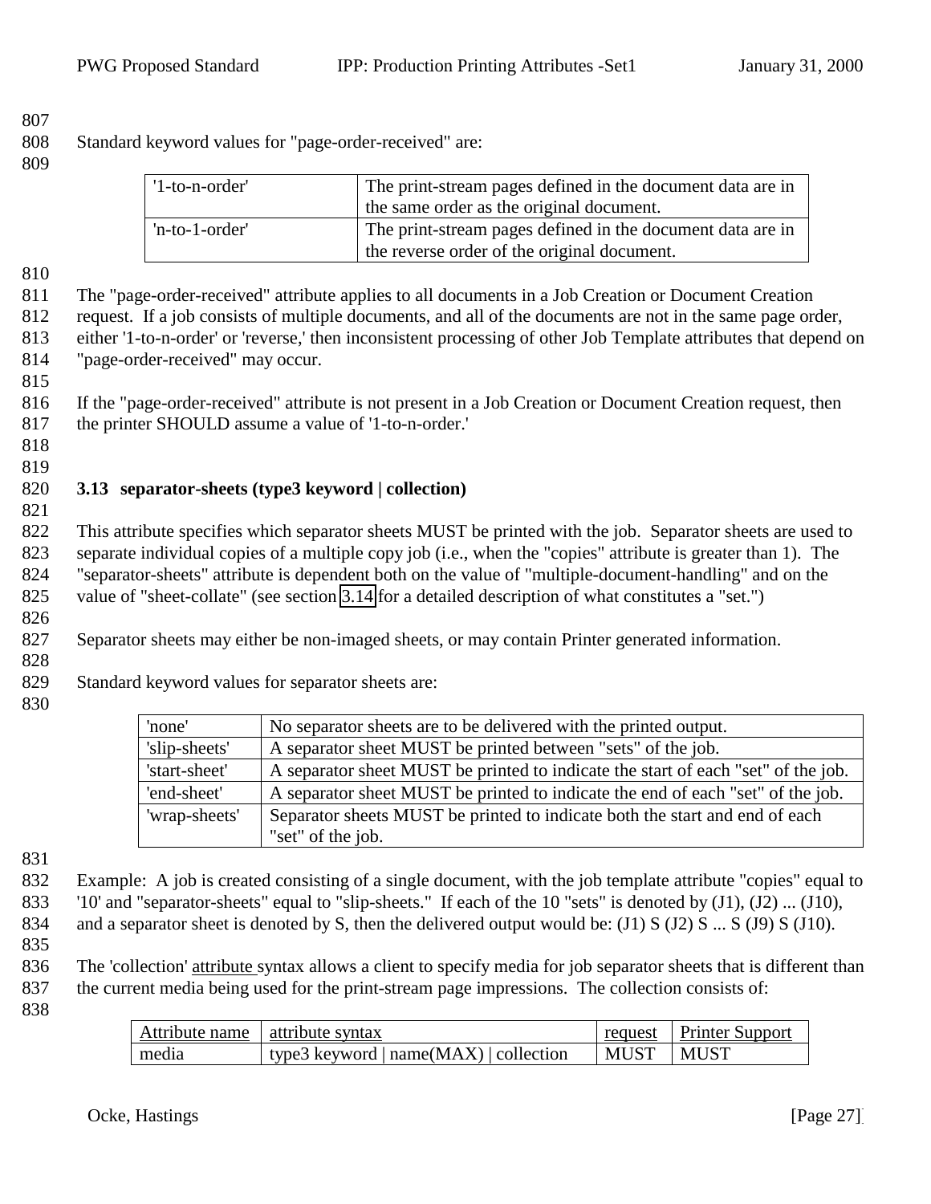Standard keyword values for "page-order-received" are:

| | |
|---|---|
| '1-to-n-order' | The print-stream pages defined in the document data are in the same order as the original document. |
| 'n-to-1-order' | The print-stream pages defined in the document data are in the reverse order of the original document. |

The "page-order-received" attribute applies to all documents in a Job Creation or Document Creation request. If a job consists of multiple documents, and all of the documents are not in the same page order, either '1-to-n-order' or 'reverse,' then inconsistent processing of other Job Template attributes that depend on "page-order-received" may occur.

If the "page-order-received" attribute is not present in a Job Creation or Document Creation request, then the printer SHOULD assume a value of '1-to-n-order.'

### 3.13 separator-sheets (type3 keyword | collection)

This attribute specifies which separator sheets MUST be printed with the job. Separator sheets are used to separate individual copies of a multiple copy job (i.e., when the "copies" attribute is greater than 1). The "separator-sheets" attribute is dependent both on the value of "multiple-document-handling" and on the value of "sheet-collate" (see section 3.14 for a detailed description of what constitutes a "set.")

Separator sheets may either be non-imaged sheets, or may contain Printer generated information.

Standard keyword values for separator sheets are:

| | |
|---|---|
| 'none' | No separator sheets are to be delivered with the printed output. |
| 'slip-sheets' | A separator sheet MUST be printed between "sets" of the job. |
| 'start-sheet' | A separator sheet MUST be printed to indicate the start of each "set" of the job. |
| 'end-sheet' | A separator sheet MUST be printed to indicate the end of each "set" of the job. |
| 'wrap-sheets' | Separator sheets MUST be printed to indicate both the start and end of each "set" of the job. |

Example: A job is created consisting of a single document, with the job template attribute "copies" equal to '10' and "separator-sheets" equal to "slip-sheets." If each of the 10 "sets" is denoted by (J1), (J2) ... (J10), and a separator sheet is denoted by S, then the delivered output would be: (J1) S (J2) S ... S (J9) S (J10).

The 'collection' attribute syntax allows a client to specify media for job separator sheets that is different than the current media being used for the print-stream page impressions. The collection consists of:

| Attribute name | attribute syntax | request | Printer Support |
|---|---|---|---|
| media | type3 keyword \| name(MAX) \| collection | MUST | MUST |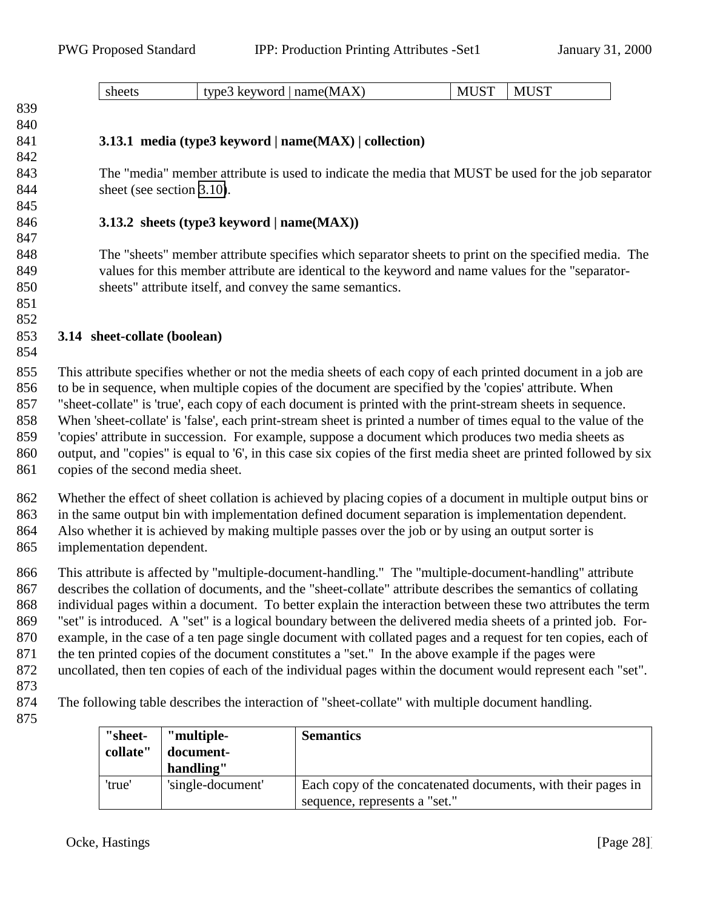| sheets | type3 keyword \| name(MAX) | MUST | MUST |
|---|---|---|---|

#### 3.13.1 media (type3 keyword | name(MAX) | collection)

The "media" member attribute is used to indicate the media that MUST be used for the job separator sheet (see section 3.10).

#### 3.13.2 sheets (type3 keyword | name(MAX))

The "sheets" member attribute specifies which separator sheets to print on the specified media. The values for this member attribute are identical to the keyword and name values for the "separator-sheets" attribute itself, and convey the same semantics.

### 3.14 sheet-collate (boolean)

This attribute specifies whether or not the media sheets of each copy of each printed document in a job are to be in sequence, when multiple copies of the document are specified by the 'copies' attribute. When "sheet-collate" is 'true', each copy of each document is printed with the print-stream sheets in sequence. When 'sheet-collate' is 'false', each print-stream sheet is printed a number of times equal to the value of the 'copies' attribute in succession. For example, suppose a document which produces two media sheets as output, and "copies" is equal to '6', in this case six copies of the first media sheet are printed followed by six copies of the second media sheet.

Whether the effect of sheet collation is achieved by placing copies of a document in multiple output bins or in the same output bin with implementation defined document separation is implementation dependent. Also whether it is achieved by making multiple passes over the job or by using an output sorter is implementation dependent.

This attribute is affected by "multiple-document-handling." The "multiple-document-handling" attribute describes the collation of documents, and the "sheet-collate" attribute describes the semantics of collating individual pages within a document. To better explain the interaction between these two attributes the term "set" is introduced. A "set" is a logical boundary between the delivered media sheets of a printed job. For-example, in the case of a ten page single document with collated pages and a request for ten copies, each of the ten printed copies of the document constitutes a "set." In the above example if the pages were uncollated, then ten copies of each of the individual pages within the document would represent each "set".

The following table describes the interaction of "sheet-collate" with multiple document handling.

| "sheet-collate" | "multiple-document-handling" | Semantics |
|---|---|---|
| 'true' | 'single-document' | Each copy of the concatenated documents, with their pages in sequence, represents a "set." |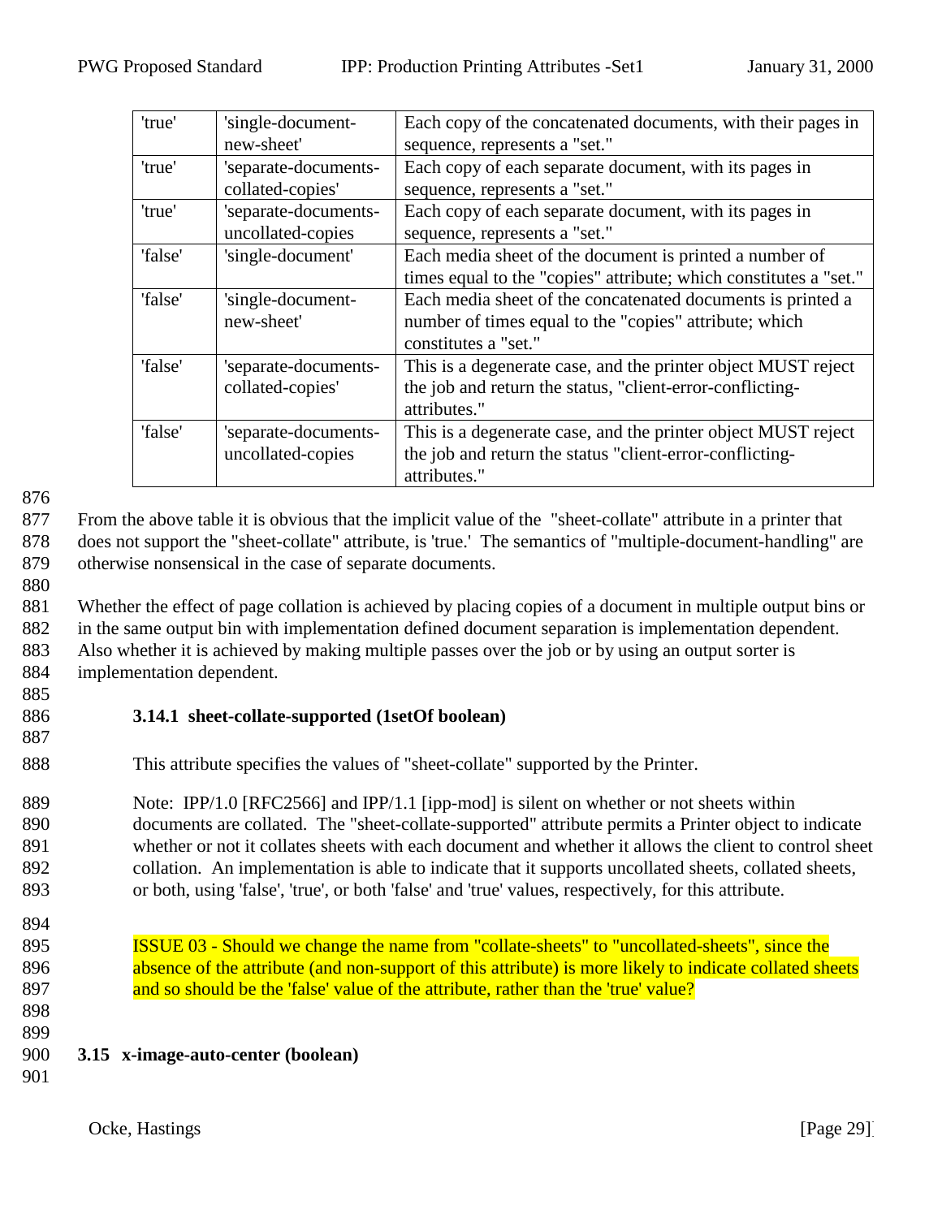| 'true' | 'single-document-new-sheet' | Each copy of the concatenated documents, with their pages in sequence, represents a "set." |
|---|---|---|
| 'true' | 'separate-documents-collated-copies' | Each copy of each separate document, with its pages in sequence, represents a "set." |
| 'true' | 'separate-documents-uncollated-copies | Each copy of each separate document, with its pages in sequence, represents a "set." |
| 'false' | 'single-document' | Each media sheet of the document is printed a number of times equal to the "copies" attribute; which constitutes a "set." |
| 'false' | 'single-document-new-sheet' | Each media sheet of the concatenated documents is printed a number of times equal to the "copies" attribute; which constitutes a "set." |
| 'false' | 'separate-documents-collated-copies' | This is a degenerate case, and the printer object MUST reject the job and return the status, "client-error-conflicting-attributes." |
| 'false' | 'separate-documents-uncollated-copies | This is a degenerate case, and the printer object MUST reject the job and return the status "client-error-conflicting-attributes." |

From the above table it is obvious that the implicit value of the "sheet-collate" attribute in a printer that does not support the "sheet-collate" attribute, is 'true.' The semantics of "multiple-document-handling" are otherwise nonsensical in the case of separate documents.

Whether the effect of page collation is achieved by placing copies of a document in multiple output bins or in the same output bin with implementation defined document separation is implementation dependent. Also whether it is achieved by making multiple passes over the job or by using an output sorter is implementation dependent.

### 3.14.1 sheet-collate-supported (1setOf boolean)

This attribute specifies the values of "sheet-collate" supported by the Printer.

Note: IPP/1.0 [RFC2566] and IPP/1.1 [ipp-mod] is silent on whether or not sheets within documents are collated. The "sheet-collate-supported" attribute permits a Printer object to indicate whether or not it collates sheets with each document and whether it allows the client to control sheet collation. An implementation is able to indicate that it supports uncollated sheets, collated sheets, or both, using 'false', 'true', or both 'false' and 'true' values, respectively, for this attribute.

ISSUE 03 - Should we change the name from "collate-sheets" to "uncollated-sheets", since the absence of the attribute (and non-support of this attribute) is more likely to indicate collated sheets and so should be the 'false' value of the attribute, rather than the 'true' value?

## 3.15 x-image-auto-center (boolean)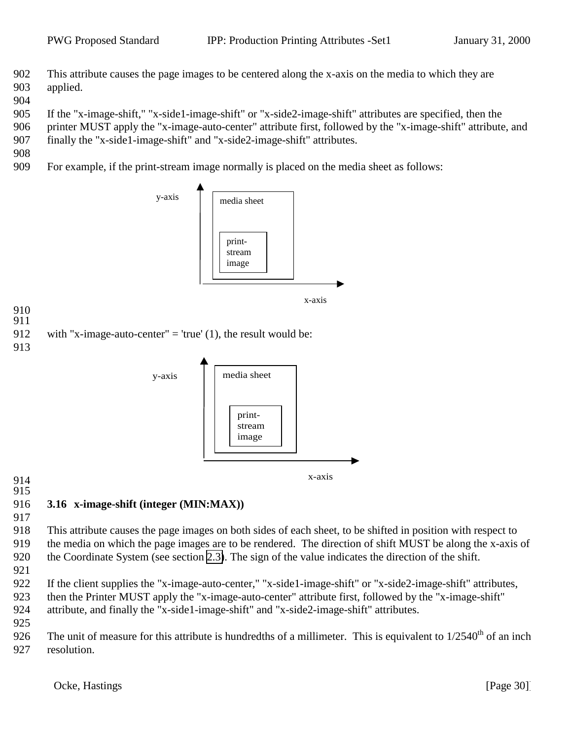This attribute causes the page images to be centered along the x-axis on the media to which they are applied.

If the "x-image-shift," "x-side1-image-shift" or "x-side2-image-shift" attributes are specified, then the printer MUST apply the "x-image-auto-center" attribute first, followed by the "x-image-shift" attribute, and finally the "x-side1-image-shift" and "x-side2-image-shift" attributes.

For example, if the print-stream image normally is placed on the media sheet as follows:

y-axis media sheet print-stream image x-axis

with "x-image-auto-center" = 'true' (1), the result would be:

y-axis media sheet print-stream image x-axis

### 3.16 x-image-shift (integer (MIN:MAX))

This attribute causes the page images on both sides of each sheet, to be shifted in position with respect to the media on which the page images are to be rendered. The direction of shift MUST be along the x-axis of the Coordinate System (see section 2.3). The sign of the value indicates the direction of the shift.

If the client supplies the "x-image-auto-center," "x-side1-image-shift" or "x-side2-image-shift" attributes, then the Printer MUST apply the "x-image-auto-center" attribute first, followed by the "x-image-shift" attribute, and finally the "x-side1-image-shift" and "x-side2-image-shift" attributes.

The unit of measure for this attribute is hundredths of a millimeter. This is equivalent to $1/2540^{th}$ of an inch resolution.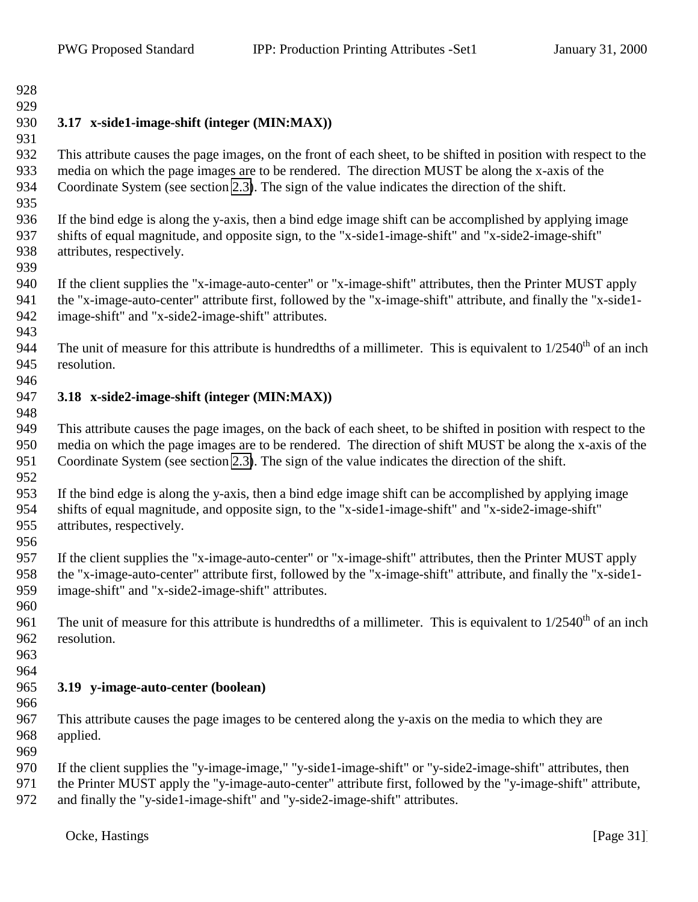### 3.17 x-side1-image-shift (integer (MIN:MAX))

This attribute causes the page images, on the front of each sheet, to be shifted in position with respect to the media on which the page images are to be rendered. The direction MUST be along the x-axis of the Coordinate System (see section 2.3). The sign of the value indicates the direction of the shift.

If the bind edge is along the y-axis, then a bind edge image shift can be accomplished by applying image shifts of equal magnitude, and opposite sign, to the "x-side1-image-shift" and "x-side2-image-shift" attributes, respectively.

If the client supplies the "x-image-auto-center" or "x-image-shift" attributes, then the Printer MUST apply the "x-image-auto-center" attribute first, followed by the "x-image-shift" attribute, and finally the "x-side1-image-shift" and "x-side2-image-shift" attributes.

The unit of measure for this attribute is hundredths of a millimeter. This is equivalent to $1/2540^{th}$ of an inch resolution.

### 3.18 x-side2-image-shift (integer (MIN:MAX))

This attribute causes the page images, on the back of each sheet, to be shifted in position with respect to the media on which the page images are to be rendered. The direction of shift MUST be along the x-axis of the Coordinate System (see section 2.3). The sign of the value indicates the direction of the shift.

If the bind edge is along the y-axis, then a bind edge image shift can be accomplished by applying image shifts of equal magnitude, and opposite sign, to the "x-side1-image-shift" and "x-side2-image-shift" attributes, respectively.

If the client supplies the "x-image-auto-center" or "x-image-shift" attributes, then the Printer MUST apply the "x-image-auto-center" attribute first, followed by the "x-image-shift" attribute, and finally the "x-side1-image-shift" and "x-side2-image-shift" attributes.

The unit of measure for this attribute is hundredths of a millimeter. This is equivalent to $1/2540^{th}$ of an inch resolution.

### 3.19 y-image-auto-center (boolean)

This attribute causes the page images to be centered along the y-axis on the media to which they are applied.

If the client supplies the "y-image-image," "y-side1-image-shift" or "y-side2-image-shift" attributes, then the Printer MUST apply the "y-image-auto-center" attribute first, followed by the "y-image-shift" attribute, and finally the "y-side1-image-shift" and "y-side2-image-shift" attributes.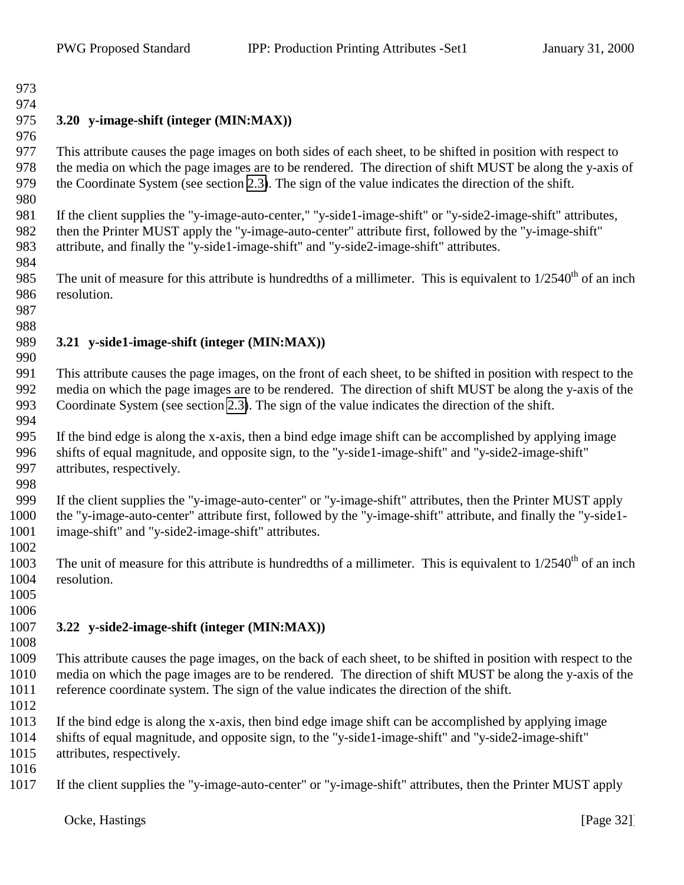### 3.20 y-image-shift (integer (MIN:MAX))

This attribute causes the page images on both sides of each sheet, to be shifted in position with respect to the media on which the page images are to be rendered. The direction of shift MUST be along the y-axis of the Coordinate System (see section 2.3). The sign of the value indicates the direction of the shift.

If the client supplies the "y-image-auto-center," "y-side1-image-shift" or "y-side2-image-shift" attributes, then the Printer MUST apply the "y-image-auto-center" attribute first, followed by the "y-image-shift" attribute, and finally the "y-side1-image-shift" and "y-side2-image-shift" attributes.

The unit of measure for this attribute is hundredths of a millimeter. This is equivalent to 1/2540$^{th}$ of an inch resolution.

### 3.21 y-side1-image-shift (integer (MIN:MAX))

This attribute causes the page images, on the front of each sheet, to be shifted in position with respect to the media on which the page images are to be rendered. The direction of shift MUST be along the y-axis of the Coordinate System (see section 2.3). The sign of the value indicates the direction of the shift.

If the bind edge is along the x-axis, then a bind edge image shift can be accomplished by applying image shifts of equal magnitude, and opposite sign, to the "y-side1-image-shift" and "y-side2-image-shift" attributes, respectively.

If the client supplies the "y-image-auto-center" or "y-image-shift" attributes, then the Printer MUST apply the "y-image-auto-center" attribute first, followed by the "y-image-shift" attribute, and finally the "y-side1-image-shift" and "y-side2-image-shift" attributes.

The unit of measure for this attribute is hundredths of a millimeter. This is equivalent to 1/2540$^{th}$ of an inch resolution.

### 3.22 y-side2-image-shift (integer (MIN:MAX))

This attribute causes the page images, on the back of each sheet, to be shifted in position with respect to the media on which the page images are to be rendered. The direction of shift MUST be along the y-axis of the reference coordinate system. The sign of the value indicates the direction of the shift.

If the bind edge is along the x-axis, then bind edge image shift can be accomplished by applying image shifts of equal magnitude, and opposite sign, to the "y-side1-image-shift" and "y-side2-image-shift" attributes, respectively.

If the client supplies the "y-image-auto-center" or "y-image-shift" attributes, then the Printer MUST apply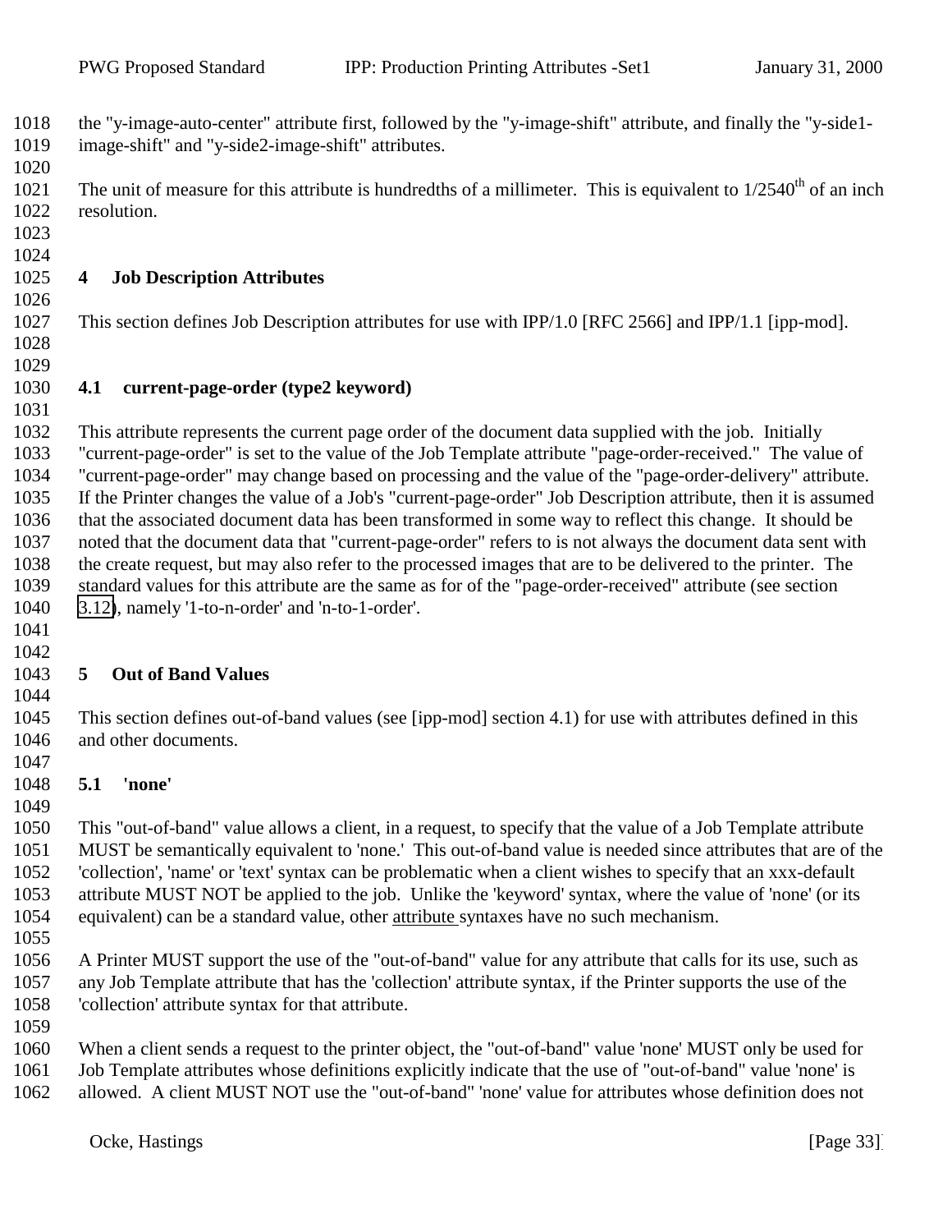the "y-image-auto-center" attribute first, followed by the "y-image-shift" attribute, and finally the "y-side1-image-shift" and "y-side2-image-shift" attributes.

The unit of measure for this attribute is hundredths of a millimeter. This is equivalent to $1/2540^{th}$ of an inch resolution.

# 4 Job Description Attributes

This section defines Job Description attributes for use with IPP/1.0 [RFC 2566] and IPP/1.1 [ipp-mod].

## 4.1 current-page-order (type2 keyword)

This attribute represents the current page order of the document data supplied with the job. Initially "current-page-order" is set to the value of the Job Template attribute "page-order-received." The value of "current-page-order" may change based on processing and the value of the "page-order-delivery" attribute. If the Printer changes the value of a Job's "current-page-order" Job Description attribute, then it is assumed that the associated document data has been transformed in some way to reflect this change. It should be noted that the document data that "current-page-order" refers to is not always the document data sent with the create request, but may also refer to the processed images that are to be delivered to the printer. The standard values for this attribute are the same as for of the "page-order-received" attribute (see section 3.12), namely '1-to-n-order' and 'n-to-1-order'.

# 5 Out of Band Values

This section defines out-of-band values (see [ipp-mod] section 4.1) for use with attributes defined in this and other documents.

## 5.1 'none'

This "out-of-band" value allows a client, in a request, to specify that the value of a Job Template attribute MUST be semantically equivalent to 'none.' This out-of-band value is needed since attributes that are of the 'collection', 'name' or 'text' syntax can be problematic when a client wishes to specify that an xxx-default attribute MUST NOT be applied to the job. Unlike the 'keyword' syntax, where the value of 'none' (or its equivalent) can be a standard value, other attribute syntaxes have no such mechanism.

A Printer MUST support the use of the "out-of-band" value for any attribute that calls for its use, such as any Job Template attribute that has the 'collection' attribute syntax, if the Printer supports the use of the 'collection' attribute syntax for that attribute.

When a client sends a request to the printer object, the "out-of-band" value 'none' MUST only be used for Job Template attributes whose definitions explicitly indicate that the use of "out-of-band" value 'none' is allowed. A client MUST NOT use the "out-of-band" 'none' value for attributes whose definition does not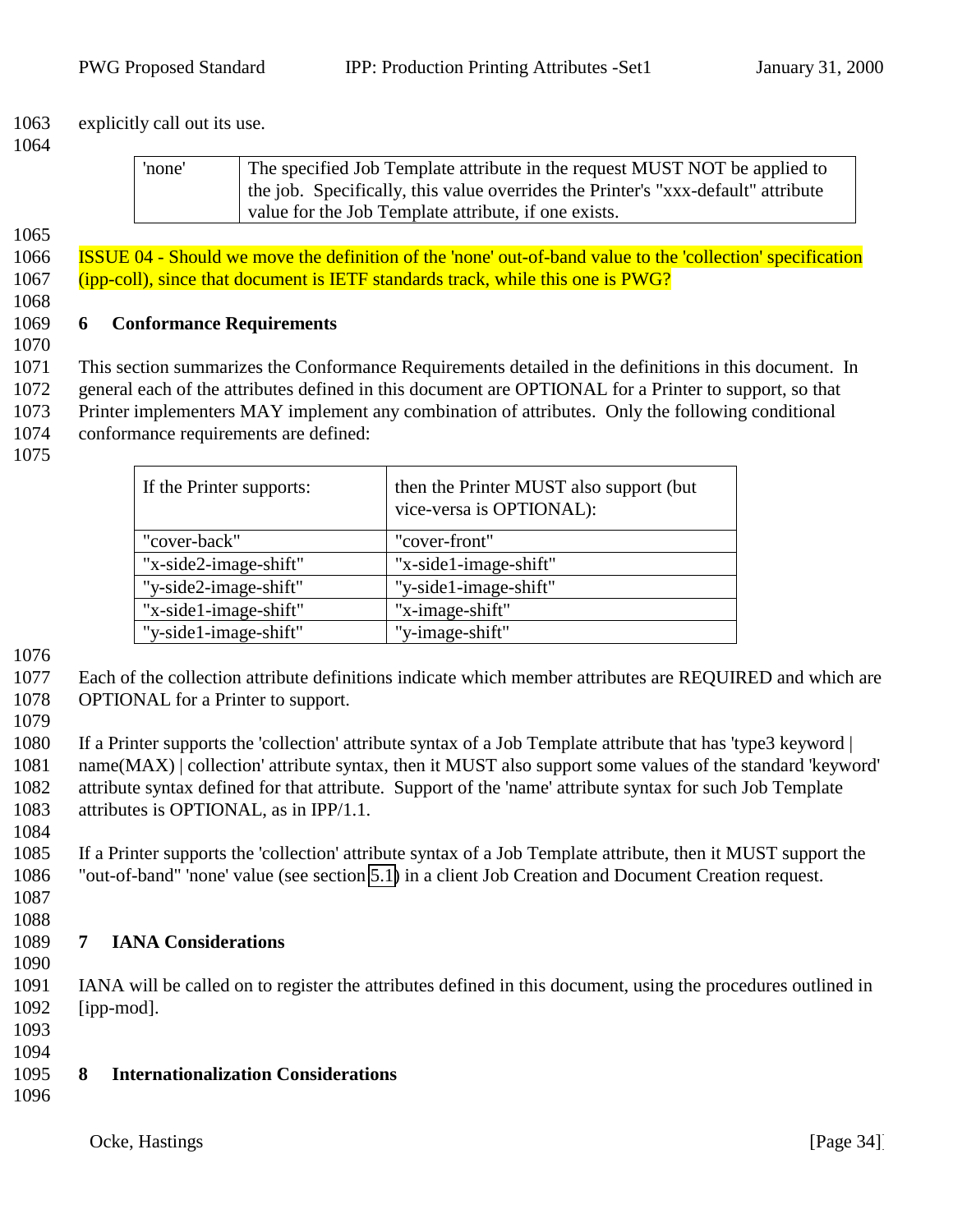explicitly call out its use.

| 'none' | The specified Job Template attribute in the request MUST NOT be applied to the job. Specifically, this value overrides the Printer's "xxx-default" attribute value for the Job Template attribute, if one exists. |
|---|---|

ISSUE 04 - Should we move the definition of the 'none' out-of-band value to the 'collection' specification (ipp-coll), since that document is IETF standards track, while this one is PWG?

## 6 Conformance Requirements

This section summarizes the Conformance Requirements detailed in the definitions in this document. In general each of the attributes defined in this document are OPTIONAL for a Printer to support, so that Printer implementers MAY implement any combination of attributes. Only the following conditional conformance requirements are defined:

| If the Printer supports: | then the Printer MUST also support (but vice-versa is OPTIONAL): |
|---|---|
| "cover-back" | "cover-front" |
| "x-side2-image-shift" | "x-side1-image-shift" |
| "y-side2-image-shift" | "y-side1-image-shift" |
| "x-side1-image-shift" | "x-image-shift" |
| "y-side1-image-shift" | "y-image-shift" |

Each of the collection attribute definitions indicate which member attributes are REQUIRED and which are OPTIONAL for a Printer to support.

If a Printer supports the 'collection' attribute syntax of a Job Template attribute that has 'type3 keyword | name(MAX) | collection' attribute syntax, then it MUST also support some values of the standard 'keyword' attribute syntax defined for that attribute. Support of the 'name' attribute syntax for such Job Template attributes is OPTIONAL, as in IPP/1.1.

If a Printer supports the 'collection' attribute syntax of a Job Template attribute, then it MUST support the "out-of-band" 'none' value (see section 5.1) in a client Job Creation and Document Creation request.

## 7 IANA Considerations

IANA will be called on to register the attributes defined in this document, using the procedures outlined in [ipp-mod].

## 8 Internationalization Considerations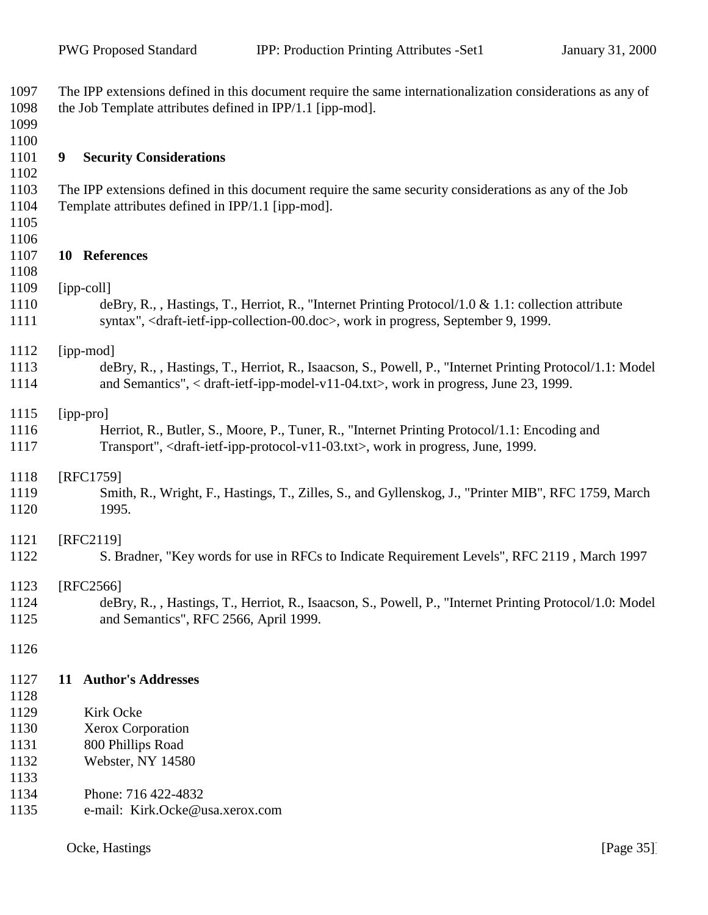The IPP extensions defined in this document require the same internationalization considerations as any of the Job Template attributes defined in IPP/1.1 [ipp-mod].

## 9 Security Considerations

The IPP extensions defined in this document require the same security considerations as any of the Job Template attributes defined in IPP/1.1 [ipp-mod].

## 10 References

[ipp-coll]
deBry, R., , Hastings, T., Herriot, R., "Internet Printing Protocol/1.0 & 1.1: collection attribute syntax", <draft-ietf-ipp-collection-00.doc>, work in progress, September 9, 1999.

[ipp-mod]
deBry, R., , Hastings, T., Herriot, R., Isaacson, S., Powell, P., "Internet Printing Protocol/1.1: Model and Semantics", < draft-ietf-ipp-model-v11-04.txt>, work in progress, June 23, 1999.

[ipp-pro]
Herriot, R., Butler, S., Moore, P., Tuner, R., "Internet Printing Protocol/1.1: Encoding and Transport", <draft-ietf-ipp-protocol-v11-03.txt>, work in progress, June, 1999.

[RFC1759]
Smith, R., Wright, F., Hastings, T., Zilles, S., and Gyllenskog, J., "Printer MIB", RFC 1759, March 1995.

[RFC2119]
S. Bradner, "Key words for use in RFCs to Indicate Requirement Levels", RFC 2119 , March 1997

[RFC2566]
deBry, R., , Hastings, T., Herriot, R., Isaacson, S., Powell, P., "Internet Printing Protocol/1.0: Model and Semantics", RFC 2566, April 1999.

## 11 Author's Addresses

Kirk Ocke
Xerox Corporation
800 Phillips Road
Webster, NY 14580

Phone: 716 422-4832
e-mail: Kirk.Ocke@usa.xerox.com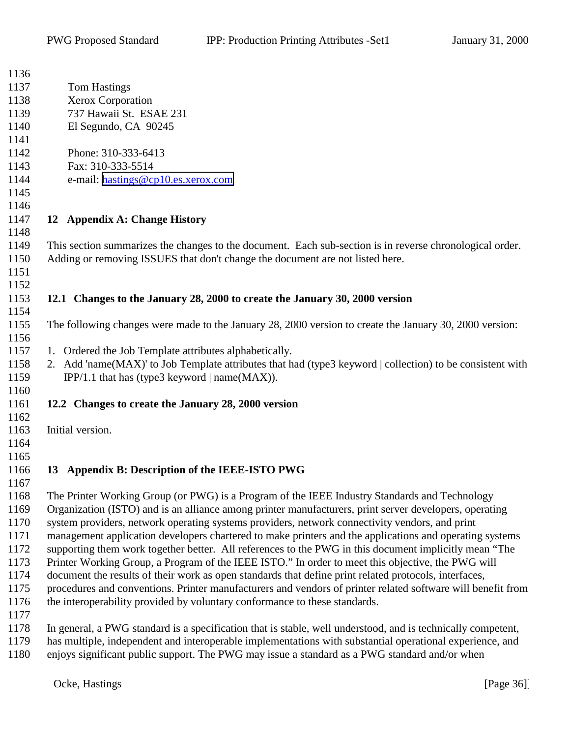Tom Hastings
Xerox Corporation
737 Hawaii St. ESAE 231
El Segundo, CA 90245

Phone: 310-333-6413
Fax: 310-333-5514
e-mail: hastings@cp10.es.xerox.com

# 12 Appendix A: Change History

This section summarizes the changes to the document. Each sub-section is in reverse chronological order. Adding or removing ISSUES that don't change the document are not listed here.

## 12.1 Changes to the January 28, 2000 to create the January 30, 2000 version

The following changes were made to the January 28, 2000 version to create the January 30, 2000 version:

1. Ordered the Job Template attributes alphabetically.
2. Add 'name(MAX)' to Job Template attributes that had (type3 keyword | collection) to be consistent with IPP/1.1 that has (type3 keyword | name(MAX)).

## 12.2 Changes to create the January 28, 2000 version

Initial version.

# 13 Appendix B: Description of the IEEE-ISTO PWG

The Printer Working Group (or PWG) is a Program of the IEEE Industry Standards and Technology Organization (ISTO) and is an alliance among printer manufacturers, print server developers, operating system providers, network operating systems providers, network connectivity vendors, and print management application developers chartered to make printers and the applications and operating systems supporting them work together better. All references to the PWG in this document implicitly mean "The Printer Working Group, a Program of the IEEE ISTO." In order to meet this objective, the PWG will document the results of their work as open standards that define print related protocols, interfaces, procedures and conventions. Printer manufacturers and vendors of printer related software will benefit from the interoperability provided by voluntary conformance to these standards.

In general, a PWG standard is a specification that is stable, well understood, and is technically competent, has multiple, independent and interoperable implementations with substantial operational experience, and enjoys significant public support. The PWG may issue a standard as a PWG standard and/or when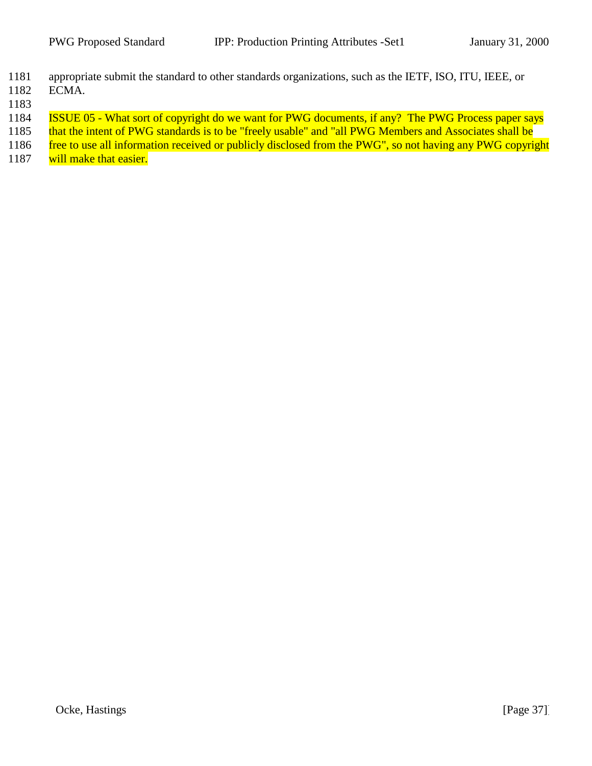appropriate submit the standard to other standards organizations, such as the IETF, ISO, ITU, IEEE, or ECMA.

ISSUE 05 - What sort of copyright do we want for PWG documents, if any? The PWG Process paper says that the intent of PWG standards is to be "freely usable" and "all PWG Members and Associates shall be free to use all information received or publicly disclosed from the PWG", so not having any PWG copyright will make that easier.